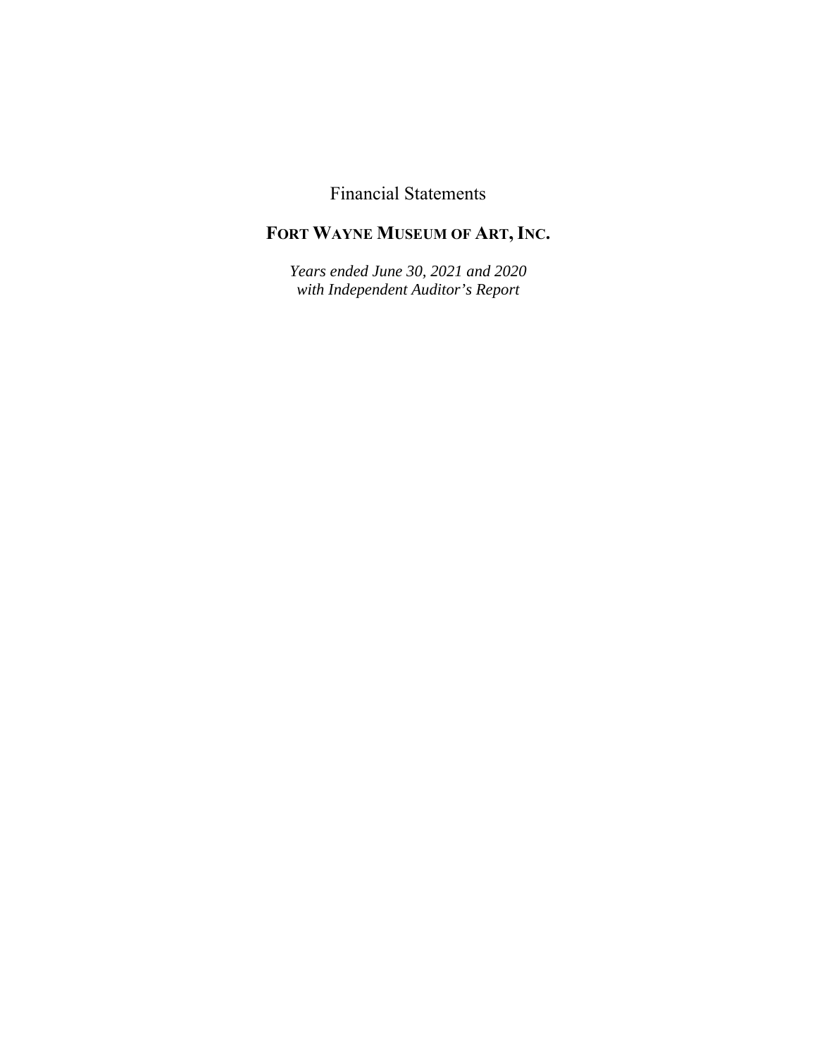# Financial Statements

## FORT WAYNE MUSEUM OF ART, INC.

*Years ended June 30, 2021 and 2020*
*with Independent Auditor's Report*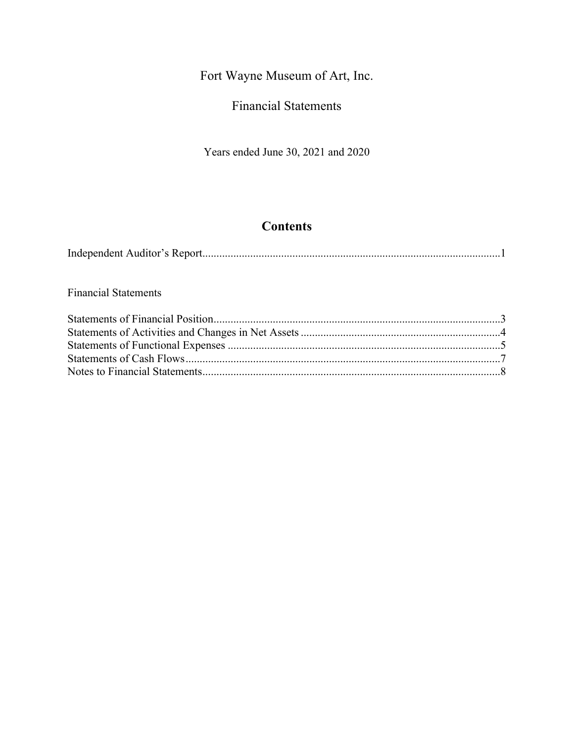# Fort Wayne Museum of Art, Inc.

## Financial Statements

Years ended June 30, 2021 and 2020

## Contents

Independent Auditor's Report.........................................................................................................1

Financial Statements

Statements of Financial Position.....................................................................................................3
Statements of Activities and Changes in Net Assets ......................................................................4
Statements of Functional Expenses ................................................................................................5
Statements of Cash Flows...............................................................................................................7
Notes to Financial Statements.........................................................................................................8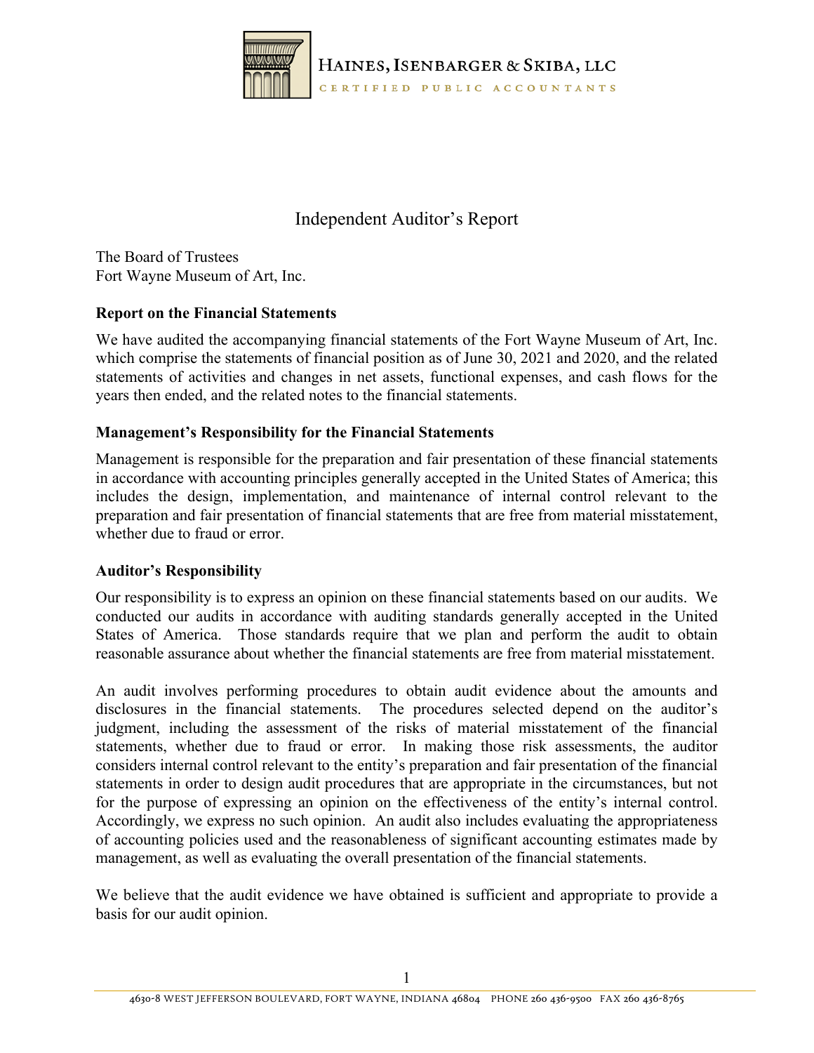HAINES, ISENBARGER & SKIBA, LLC
CERTIFIED PUBLIC ACCOUNTANTS

# Independent Auditor's Report

The Board of Trustees
Fort Wayne Museum of Art, Inc.

**Report on the Financial Statements**

We have audited the accompanying financial statements of the Fort Wayne Museum of Art, Inc. which comprise the statements of financial position as of June 30, 2021 and 2020, and the related statements of activities and changes in net assets, functional expenses, and cash flows for the years then ended, and the related notes to the financial statements.

**Management's Responsibility for the Financial Statements**

Management is responsible for the preparation and fair presentation of these financial statements in accordance with accounting principles generally accepted in the United States of America; this includes the design, implementation, and maintenance of internal control relevant to the preparation and fair presentation of financial statements that are free from material misstatement, whether due to fraud or error.

**Auditor's Responsibility**

Our responsibility is to express an opinion on these financial statements based on our audits. We conducted our audits in accordance with auditing standards generally accepted in the United States of America. Those standards require that we plan and perform the audit to obtain reasonable assurance about whether the financial statements are free from material misstatement.

An audit involves performing procedures to obtain audit evidence about the amounts and disclosures in the financial statements. The procedures selected depend on the auditor's judgment, including the assessment of the risks of material misstatement of the financial statements, whether due to fraud or error. In making those risk assessments, the auditor considers internal control relevant to the entity's preparation and fair presentation of the financial statements in order to design audit procedures that are appropriate in the circumstances, but not for the purpose of expressing an opinion on the effectiveness of the entity's internal control. Accordingly, we express no such opinion. An audit also includes evaluating the appropriateness of accounting policies used and the reasonableness of significant accounting estimates made by management, as well as evaluating the overall presentation of the financial statements.

We believe that the audit evidence we have obtained is sufficient and appropriate to provide a basis for our audit opinion.

4630-8 WEST JEFFERSON BOULEVARD, FORT WAYNE, INDIANA 46804 PHONE 260 436-9500 FAX 260 436-8765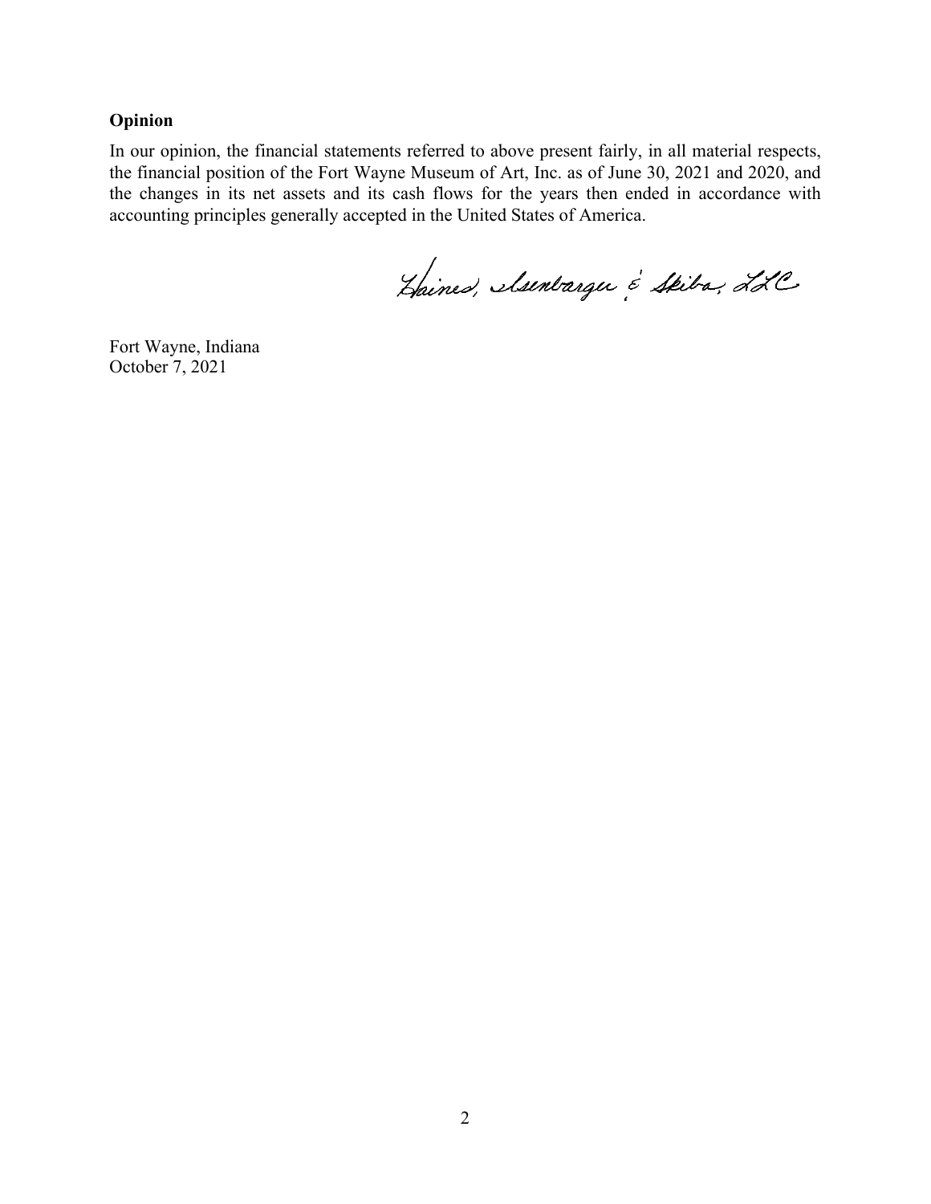**Opinion**

In our opinion, the financial statements referred to above present fairly, in all material respects, the financial position of the Fort Wayne Museum of Art, Inc. as of June 30, 2021 and 2020, and the changes in its net assets and its cash flows for the years then ended in accordance with accounting principles generally accepted in the United States of America.

Haines, Isenbarger & Skiba, LLC

Fort Wayne, Indiana
October 7, 2021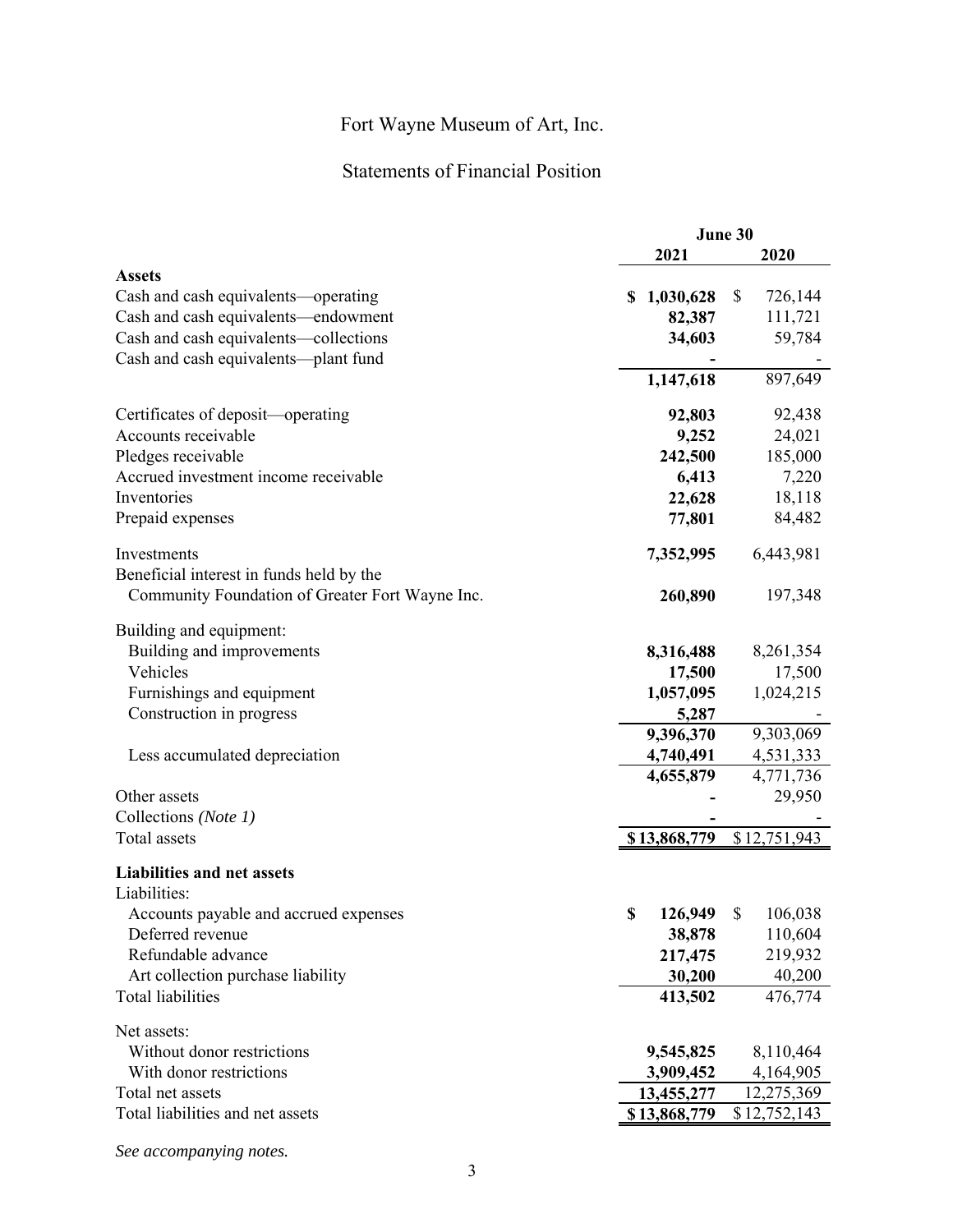# Fort Wayne Museum of Art, Inc.

## Statements of Financial Position

| | June 30 | |
|---|---|---|
| | **2021** | **2020** |
| **Assets** | | |
| Cash and cash equivalents—operating | **$ 1,030,628** | $ 726,144 |
| Cash and cash equivalents—endowment | **82,387** | 111,721 |
| Cash and cash equivalents—collections | **34,603** | 59,784 |
| Cash and cash equivalents—plant fund | **-** | - |
| | **1,147,618** | 897,649 |
| Certificates of deposit—operating | **92,803** | 92,438 |
| Accounts receivable | **9,252** | 24,021 |
| Pledges receivable | **242,500** | 185,000 |
| Accrued investment income receivable | **6,413** | 7,220 |
| Inventories | **22,628** | 18,118 |
| Prepaid expenses | **77,801** | 84,482 |
| Investments | **7,352,995** | 6,443,981 |
| Beneficial interest in funds held by the Community Foundation of Greater Fort Wayne Inc. | **260,890** | 197,348 |
| Building and equipment: | | |
| Building and improvements | **8,316,488** | 8,261,354 |
| Vehicles | **17,500** | 17,500 |
| Furnishings and equipment | **1,057,095** | 1,024,215 |
| Construction in progress | **5,287** | - |
| | **9,396,370** | 9,303,069 |
| Less accumulated depreciation | **4,740,491** | 4,531,333 |
| | **4,655,879** | 4,771,736 |
| Other assets | **-** | 29,950 |
| Collections *(Note 1)* | **-** | - |
| Total assets | **$ 13,868,779** | $ 12,751,943 |
| **Liabilities and net assets** | | |
| Liabilities: | | |
| Accounts payable and accrued expenses | **$ 126,949** | $ 106,038 |
| Deferred revenue | **38,878** | 110,604 |
| Refundable advance | **217,475** | 219,932 |
| Art collection purchase liability | **30,200** | 40,200 |
| Total liabilities | **413,502** | 476,774 |
| Net assets: | | |
| Without donor restrictions | **9,545,825** | 8,110,464 |
| With donor restrictions | **3,909,452** | 4,164,905 |
| Total net assets | **13,455,277** | 12,275,369 |
| Total liabilities and net assets | **$ 13,868,779** | $ 12,752,143 |

*See accompanying notes.*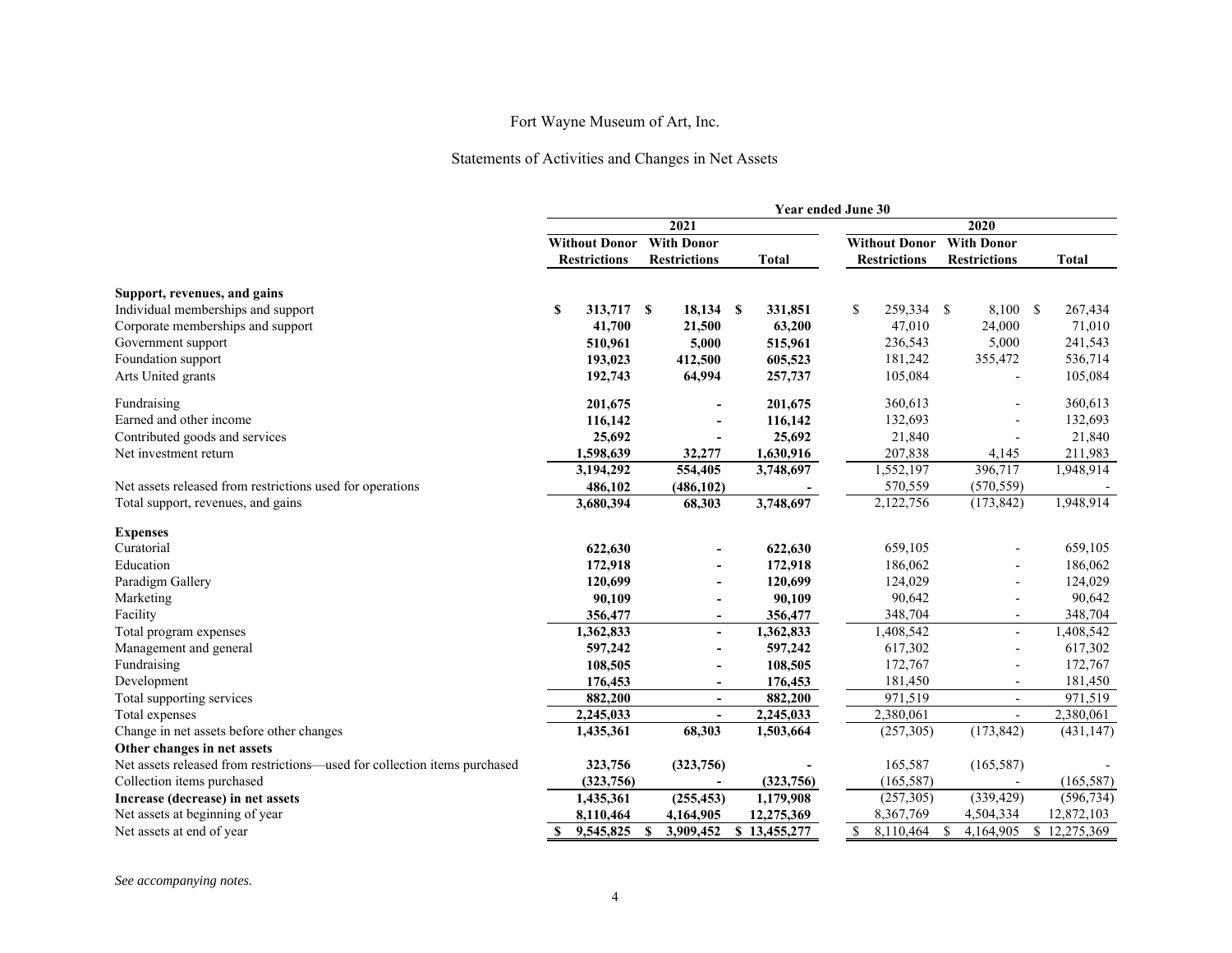# Fort Wayne Museum of Art, Inc.

## Statements of Activities and Changes in Net Assets

| | Year ended June 30 | | | | | |
|---|---|---|---|---|---|---|
| | 2021 | | | 2020 | | |
| | Without Donor Restrictions | With Donor Restrictions | Total | Without Donor Restrictions | With Donor Restrictions | Total |
| **Support, revenues, and gains** | | | | | | |
| Individual memberships and support | **$ 313,717** | **$ 18,134** | **$ 331,851** | $ 259,334 | $ 8,100 | $ 267,434 |
| Corporate memberships and support | **41,700** | **21,500** | **63,200** | 47,010 | 24,000 | 71,010 |
| Government support | **510,961** | **5,000** | **515,961** | 236,543 | 5,000 | 241,543 |
| Foundation support | **193,023** | **412,500** | **605,523** | 181,242 | 355,472 | 536,714 |
| Arts United grants | **192,743** | **64,994** | **257,737** | 105,084 | - | 105,084 |
| Fundraising | **201,675** | **-** | **201,675** | 360,613 | - | 360,613 |
| Earned and other income | **116,142** | **-** | **116,142** | 132,693 | - | 132,693 |
| Contributed goods and services | **25,692** | **-** | **25,692** | 21,840 | - | 21,840 |
| Net investment return | **1,598,639** | **32,277** | **1,630,916** | 207,838 | 4,145 | 211,983 |
| | **3,194,292** | **554,405** | **3,748,697** | 1,552,197 | 396,717 | 1,948,914 |
| Net assets released from restrictions used for operations | **486,102** | **(486,102)** | **-** | 570,559 | (570,559) | - |
| Total support, revenues, and gains | **3,680,394** | **68,303** | **3,748,697** | 2,122,756 | (173,842) | 1,948,914 |
| **Expenses** | | | | | | |
| Curatorial | **622,630** | **-** | **622,630** | 659,105 | - | 659,105 |
| Education | **172,918** | **-** | **172,918** | 186,062 | - | 186,062 |
| Paradigm Gallery | **120,699** | **-** | **120,699** | 124,029 | - | 124,029 |
| Marketing | **90,109** | **-** | **90,109** | 90,642 | - | 90,642 |
| Facility | **356,477** | **-** | **356,477** | 348,704 | - | 348,704 |
| Total program expenses | **1,362,833** | **-** | **1,362,833** | 1,408,542 | - | 1,408,542 |
| Management and general | **597,242** | **-** | **597,242** | 617,302 | - | 617,302 |
| Fundraising | **108,505** | **-** | **108,505** | 172,767 | - | 172,767 |
| Development | **176,453** | **-** | **176,453** | 181,450 | - | 181,450 |
| Total supporting services | **882,200** | **-** | **882,200** | 971,519 | - | 971,519 |
| Total expenses | **2,245,033** | **-** | **2,245,033** | 2,380,061 | - | 2,380,061 |
| Change in net assets before other changes | **1,435,361** | **68,303** | **1,503,664** | (257,305) | (173,842) | (431,147) |
| **Other changes in net assets** | | | | | | |
| Net assets released from restrictions—used for collection items purchased | **323,756** | **(323,756)** | **-** | 165,587 | (165,587) | - |
| Collection items purchased | **(323,756)** | **-** | **(323,756)** | (165,587) | - | (165,587) |
| **Increase (decrease) in net assets** | **1,435,361** | **(255,453)** | **1,179,908** | (257,305) | (339,429) | (596,734) |
| Net assets at beginning of year | **8,110,464** | **4,164,905** | **12,275,369** | 8,367,769 | 4,504,334 | 12,872,103 |
| Net assets at end of year | **$ 9,545,825** | **$ 3,909,452** | **$ 13,455,277** | $ 8,110,464 | $ 4,164,905 | $ 12,275,369 |

*See accompanying notes.*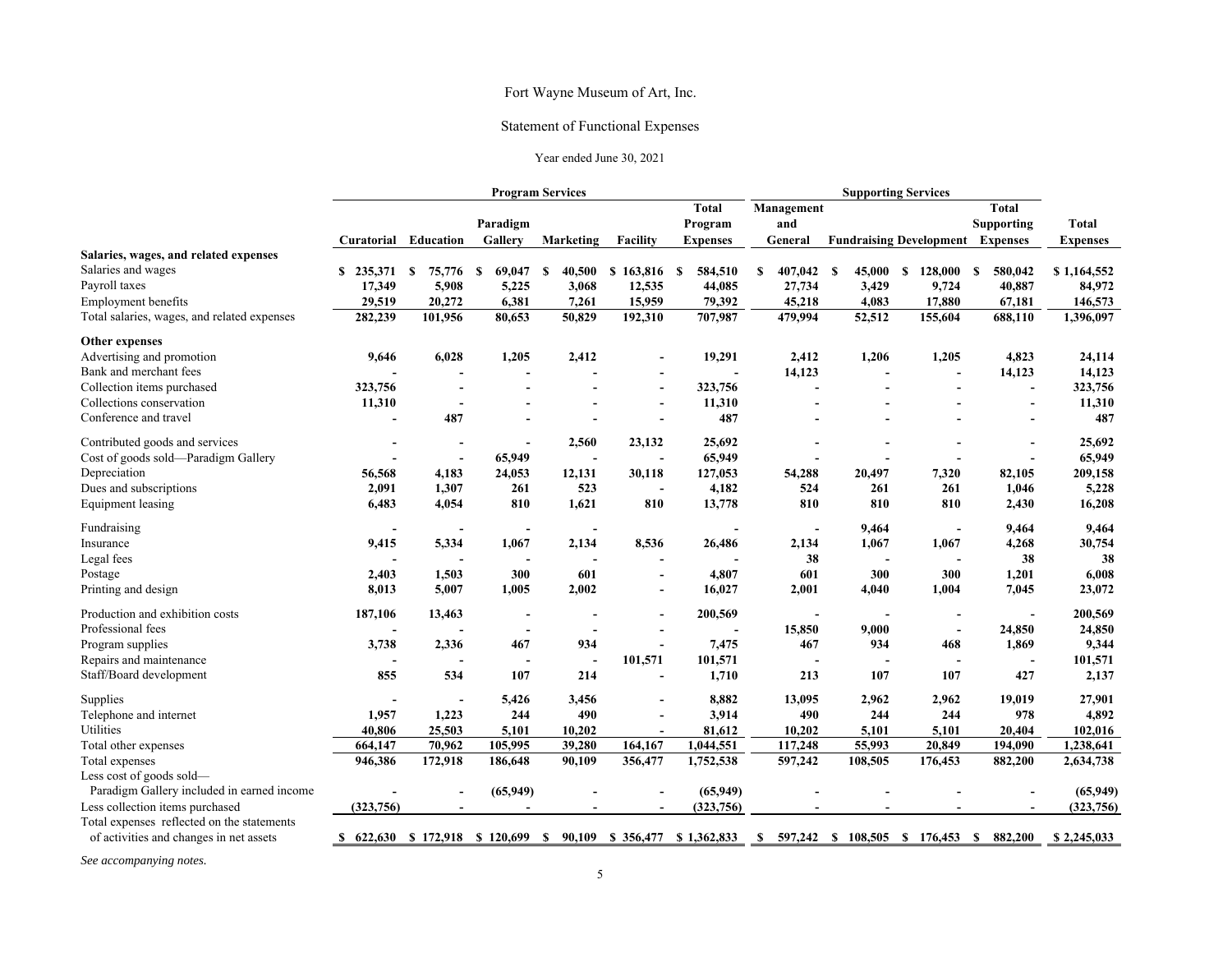# Fort Wayne Museum of Art, Inc.

## Statement of Functional Expenses

Year ended June 30, 2021

| | Program Services | | | | | | Supporting Services | | | | |
|---|---|---|---|---|---|---|---|---|---|---|---|
| | Curatorial | Education | Paradigm Gallery | Marketing | Facility | Total Program Expenses | Management and General | Fundraising | Development | Total Supporting Expenses | Total Expenses |
| **Salaries, wages, and related expenses** | | | | | | | | | | | |
| Salaries and wages | $ 235,371 | $ 75,776 | $ 69,047 | $ 40,500 | $ 163,816 | $ 584,510 | $ 407,042 | $ 45,000 | $ 128,000 | $ 580,042 | $ 1,164,552 |
| Payroll taxes | 17,349 | 5,908 | 5,225 | 3,068 | 12,535 | 44,085 | 27,734 | 3,429 | 9,724 | 40,887 | 84,972 |
| Employment benefits | 29,519 | 20,272 | 6,381 | 7,261 | 15,959 | 79,392 | 45,218 | 4,083 | 17,880 | 67,181 | 146,573 |
| Total salaries, wages, and related expenses | 282,239 | 101,956 | 80,653 | 50,829 | 192,310 | 707,987 | 479,994 | 52,512 | 155,604 | 688,110 | 1,396,097 |
| **Other expenses** | | | | | | | | | | | |
| Advertising and promotion | 9,646 | 6,028 | 1,205 | 2,412 | - | 19,291 | 2,412 | 1,206 | 1,205 | 4,823 | 24,114 |
| Bank and merchant fees | - | - | - | - | - | - | 14,123 | - | - | 14,123 | 14,123 |
| Collection items purchased | 323,756 | - | - | - | - | 323,756 | - | - | - | - | 323,756 |
| Collections conservation | 11,310 | - | - | - | - | 11,310 | - | - | - | - | 11,310 |
| Conference and travel | - | 487 | - | - | - | 487 | - | - | - | - | 487 |
| Contributed goods and services | - | - | - | 2,560 | 23,132 | 25,692 | - | - | - | - | 25,692 |
| Cost of goods sold—Paradigm Gallery | - | - | 65,949 | - | - | 65,949 | - | - | - | - | 65,949 |
| Depreciation | 56,568 | 4,183 | 24,053 | 12,131 | 30,118 | 127,053 | 54,288 | 20,497 | 7,320 | 82,105 | 209,158 |
| Dues and subscriptions | 2,091 | 1,307 | 261 | 523 | - | 4,182 | 524 | 261 | 261 | 1,046 | 5,228 |
| Equipment leasing | 6,483 | 4,054 | 810 | 1,621 | 810 | 13,778 | 810 | 810 | 810 | 2,430 | 16,208 |
| Fundraising | - | - | - | - | | - | - | 9,464 | - | 9,464 | 9,464 |
| Insurance | 9,415 | 5,334 | 1,067 | 2,134 | 8,536 | 26,486 | 2,134 | 1,067 | 1,067 | 4,268 | 30,754 |
| Legal fees | - | - | - | - | - | - | 38 | - | - | 38 | 38 |
| Postage | 2,403 | 1,503 | 300 | 601 | - | 4,807 | 601 | 300 | 300 | 1,201 | 6,008 |
| Printing and design | 8,013 | 5,007 | 1,005 | 2,002 | - | 16,027 | 2,001 | 4,040 | 1,004 | 7,045 | 23,072 |
| Production and exhibition costs | 187,106 | 13,463 | - | - | - | 200,569 | - | - | - | - | 200,569 |
| Professional fees | - | - | - | - | - | - | 15,850 | 9,000 | - | 24,850 | 24,850 |
| Program supplies | 3,738 | 2,336 | 467 | 934 | - | 7,475 | 467 | 934 | 468 | 1,869 | 9,344 |
| Repairs and maintenance | - | - | - | - | 101,571 | 101,571 | - | - | - | - | 101,571 |
| Staff/Board development | 855 | 534 | 107 | 214 | - | 1,710 | 213 | 107 | 107 | 427 | 2,137 |
| Supplies | - | - | 5,426 | 3,456 | - | 8,882 | 13,095 | 2,962 | 2,962 | 19,019 | 27,901 |
| Telephone and internet | 1,957 | 1,223 | 244 | 490 | - | 3,914 | 490 | 244 | 244 | 978 | 4,892 |
| Utilities | 40,806 | 25,503 | 5,101 | 10,202 | - | 81,612 | 10,202 | 5,101 | 5,101 | 20,404 | 102,016 |
| Total other expenses | 664,147 | 70,962 | 105,995 | 39,280 | 164,167 | 1,044,551 | 117,248 | 55,993 | 20,849 | 194,090 | 1,238,641 |
| Total expenses | 946,386 | 172,918 | 186,648 | 90,109 | 356,477 | 1,752,538 | 597,242 | 108,505 | 176,453 | 882,200 | 2,634,738 |
| Less cost of goods sold—Paradigm Gallery included in earned income | - | - | (65,949) | - | - | (65,949) | - | - | - | - | (65,949) |
| Less collection items purchased | (323,756) | - | - | - | - | (323,756) | - | - | - | - | (323,756) |
| Total expenses reflected on the statements of activities and changes in net assets | $ 622,630 | $ 172,918 | $ 120,699 | $ 90,109 | $ 356,477 | $ 1,362,833 | $ 597,242 | $ 108,505 | $ 176,453 | $ 882,200 | $ 2,245,033 |

*See accompanying notes.*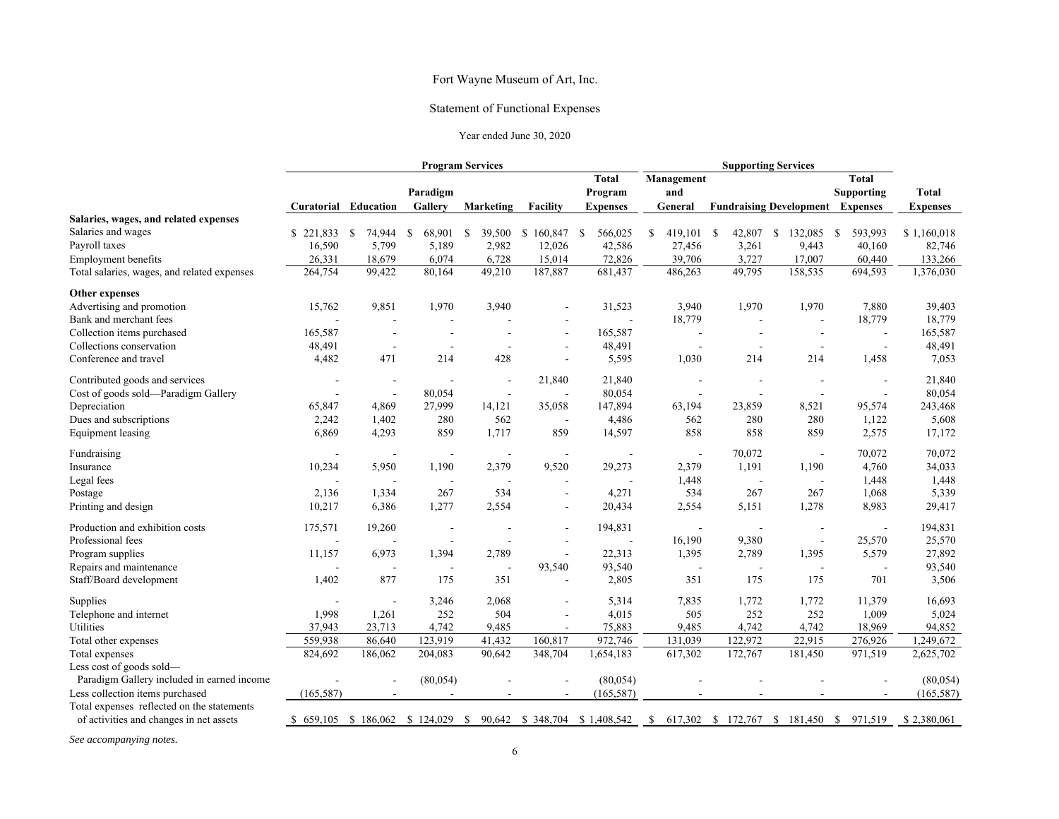Fort Wayne Museum of Art, Inc.

Statement of Functional Expenses

Year ended June 30, 2020

| | Program Services | | | | | | Supporting Services | | | | |
|---|---|---|---|---|---|---|---|---|---|---|---|
| | Curatorial | Education | Paradigm Gallery | Marketing | Facility | Total Program Expenses | Management and General | Fundraising | Development | Total Supporting Expenses | Total Expenses |
| **Salaries, wages, and related expenses** | | | | | | | | | | | |
| Salaries and wages | $ 221,833 | $ 74,944 | $ 68,901 | $ 39,500 | $ 160,847 | $ 566,025 | $ 419,101 | $ 42,807 | $ 132,085 | $ 593,993 | $ 1,160,018 |
| Payroll taxes | 16,590 | 5,799 | 5,189 | 2,982 | 12,026 | 42,586 | 27,456 | 3,261 | 9,443 | 40,160 | 82,746 |
| Employment benefits | 26,331 | 18,679 | 6,074 | 6,728 | 15,014 | 72,826 | 39,706 | 3,727 | 17,007 | 60,440 | 133,266 |
| Total salaries, wages, and related expenses | 264,754 | 99,422 | 80,164 | 49,210 | 187,887 | 681,437 | 486,263 | 49,795 | 158,535 | 694,593 | 1,376,030 |
| **Other expenses** | | | | | | | | | | | |
| Advertising and promotion | 15,762 | 9,851 | 1,970 | 3,940 | - | 31,523 | 3,940 | 1,970 | 1,970 | 7,880 | 39,403 |
| Bank and merchant fees | - | - | - | - | - | - | 18,779 | - | - | 18,779 | 18,779 |
| Collection items purchased | 165,587 | - | - | - | - | 165,587 | - | - | - | - | 165,587 |
| Collections conservation | 48,491 | - | - | - | - | 48,491 | - | - | - | - | 48,491 |
| Conference and travel | 4,482 | 471 | 214 | 428 | - | 5,595 | 1,030 | 214 | 214 | 1,458 | 7,053 |
| Contributed goods and services | - | - | - | - | 21,840 | 21,840 | - | - | - | - | 21,840 |
| Cost of goods sold—Paradigm Gallery | - | - | 80,054 | - | - | 80,054 | - | - | - | - | 80,054 |
| Depreciation | 65,847 | 4,869 | 27,999 | 14,121 | 35,058 | 147,894 | 63,194 | 23,859 | 8,521 | 95,574 | 243,468 |
| Dues and subscriptions | 2,242 | 1,402 | 280 | 562 | - | 4,486 | 562 | 280 | 280 | 1,122 | 5,608 |
| Equipment leasing | 6,869 | 4,293 | 859 | 1,717 | 859 | 14,597 | 858 | 858 | 859 | 2,575 | 17,172 |
| Fundraising | - | - | - | - | - | - | - | 70,072 | - | 70,072 | 70,072 |
| Insurance | 10,234 | 5,950 | 1,190 | 2,379 | 9,520 | 29,273 | 2,379 | 1,191 | 1,190 | 4,760 | 34,033 |
| Legal fees | - | - | - | - | - | - | 1,448 | - | - | 1,448 | 1,448 |
| Postage | 2,136 | 1,334 | 267 | 534 | - | 4,271 | 534 | 267 | 267 | 1,068 | 5,339 |
| Printing and design | 10,217 | 6,386 | 1,277 | 2,554 | - | 20,434 | 2,554 | 5,151 | 1,278 | 8,983 | 29,417 |
| Production and exhibition costs | 175,571 | 19,260 | - | - | - | 194,831 | - | - | - | - | 194,831 |
| Professional fees | - | - | - | - | - | - | 16,190 | 9,380 | - | 25,570 | 25,570 |
| Program supplies | 11,157 | 6,973 | 1,394 | 2,789 | - | 22,313 | 1,395 | 2,789 | 1,395 | 5,579 | 27,892 |
| Repairs and maintenance | - | - | - | - | 93,540 | 93,540 | - | - | - | - | 93,540 |
| Staff/Board development | 1,402 | 877 | 175 | 351 | - | 2,805 | 351 | 175 | 175 | 701 | 3,506 |
| Supplies | - | - | 3,246 | 2,068 | - | 5,314 | 7,835 | 1,772 | 1,772 | 11,379 | 16,693 |
| Telephone and internet | 1,998 | 1,261 | 252 | 504 | - | 4,015 | 505 | 252 | 252 | 1,009 | 5,024 |
| Utilities | 37,943 | 23,713 | 4,742 | 9,485 | - | 75,883 | 9,485 | 4,742 | 4,742 | 18,969 | 94,852 |
| Total other expenses | 559,938 | 86,640 | 123,919 | 41,432 | 160,817 | 972,746 | 131,039 | 122,972 | 22,915 | 276,926 | 1,249,672 |
| Total expenses | 824,692 | 186,062 | 204,083 | 90,642 | 348,704 | 1,654,183 | 617,302 | 172,767 | 181,450 | 971,519 | 2,625,702 |
| Less cost of goods sold—Paradigm Gallery included in earned income | - | - | (80,054) | - | - | (80,054) | - | - | - | - | (80,054) |
| Less collection items purchased | (165,587) | - | - | - | - | (165,587) | - | - | - | - | (165,587) |
| Total expenses reflected on the statements of activities and changes in net assets | $ 659,105 | $ 186,062 | $ 124,029 | $ 90,642 | $ 348,704 | $ 1,408,542 | $ 617,302 | $ 172,767 | $ 181,450 | $ 971,519 | $ 2,380,061 |

*See accompanying notes.*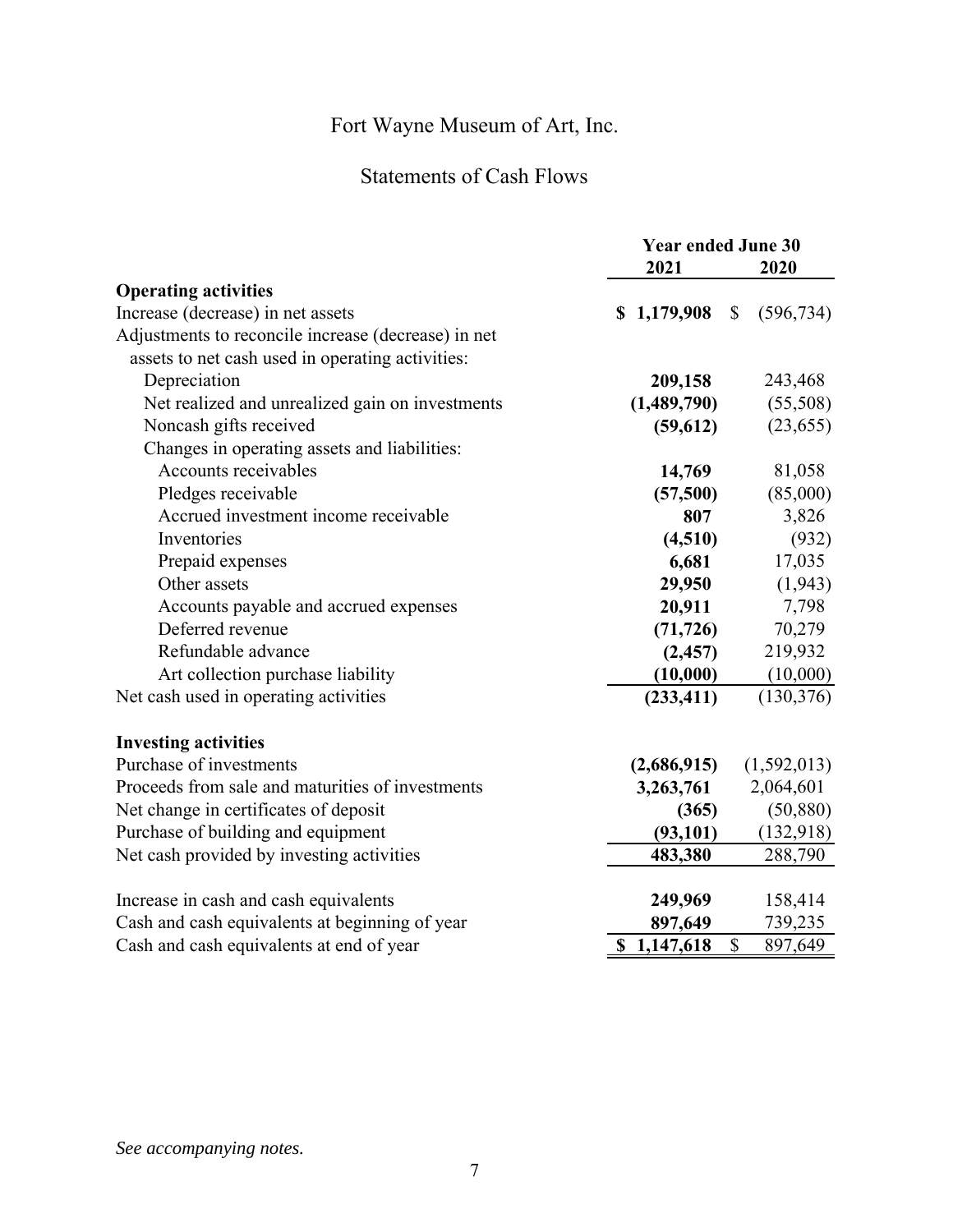# Fort Wayne Museum of Art, Inc.

## Statements of Cash Flows

| | Year ended June 30 | |
|---|---|---|
| | **2021** | **2020** |
| **Operating activities** | | |
| Increase (decrease) in net assets | **$ 1,179,908** | $ (596,734) |
| Adjustments to reconcile increase (decrease) in net assets to net cash used in operating activities: | | |
| Depreciation | **209,158** | 243,468 |
| Net realized and unrealized gain on investments | **(1,489,790)** | (55,508) |
| Noncash gifts received | **(59,612)** | (23,655) |
| Changes in operating assets and liabilities: | | |
| Accounts receivables | **14,769** | 81,058 |
| Pledges receivable | **(57,500)** | (85,000) |
| Accrued investment income receivable | **807** | 3,826 |
| Inventories | **(4,510)** | (932) |
| Prepaid expenses | **6,681** | 17,035 |
| Other assets | **29,950** | (1,943) |
| Accounts payable and accrued expenses | **20,911** | 7,798 |
| Deferred revenue | **(71,726)** | 70,279 |
| Refundable advance | **(2,457)** | 219,932 |
| Art collection purchase liability | **(10,000)** | (10,000) |
| Net cash used in operating activities | **(233,411)** | (130,376) |
| | | |
| **Investing activities** | | |
| Purchase of investments | **(2,686,915)** | (1,592,013) |
| Proceeds from sale and maturities of investments | **3,263,761** | 2,064,601 |
| Net change in certificates of deposit | **(365)** | (50,880) |
| Purchase of building and equipment | **(93,101)** | (132,918) |
| Net cash provided by investing activities | **483,380** | 288,790 |
| | | |
| Increase in cash and cash equivalents | **249,969** | 158,414 |
| Cash and cash equivalents at beginning of year | **897,649** | 739,235 |
| Cash and cash equivalents at end of year | **$ 1,147,618** | $ 897,649 |

*See accompanying notes.*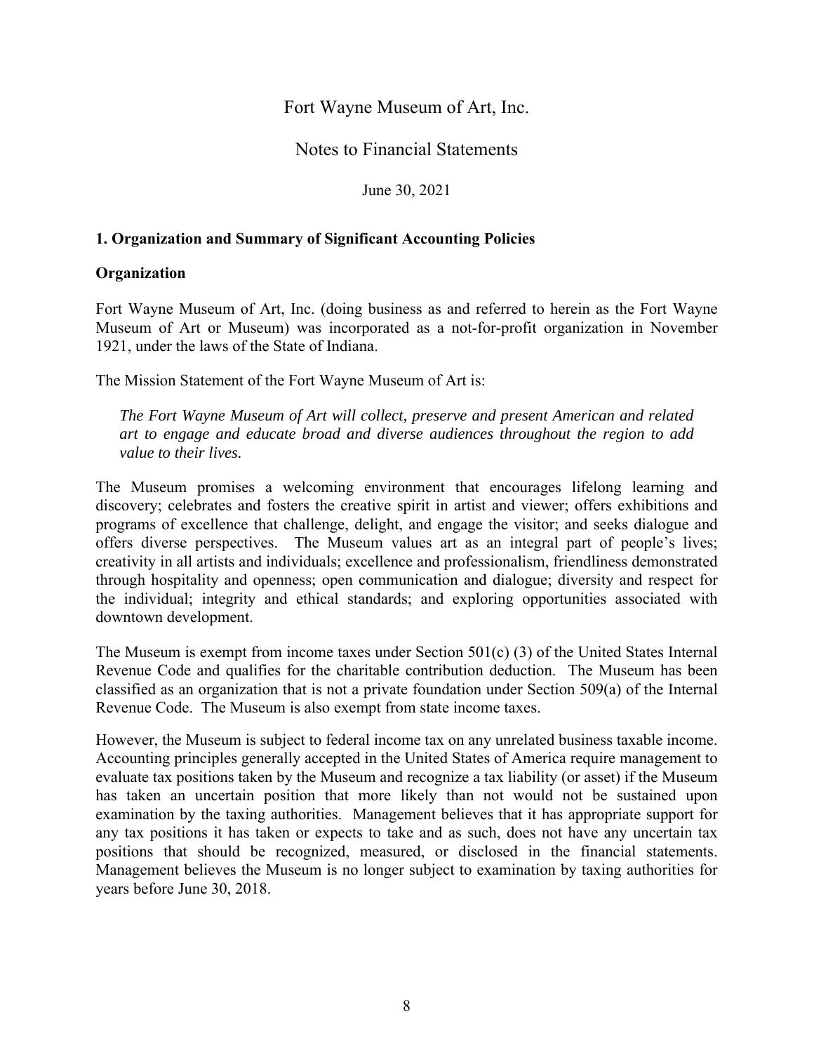# Fort Wayne Museum of Art, Inc.

## Notes to Financial Statements

June 30, 2021

### 1. Organization and Summary of Significant Accounting Policies

### Organization

Fort Wayne Museum of Art, Inc. (doing business as and referred to herein as the Fort Wayne Museum of Art or Museum) was incorporated as a not-for-profit organization in November 1921, under the laws of the State of Indiana.

The Mission Statement of the Fort Wayne Museum of Art is:

> *The Fort Wayne Museum of Art will collect, preserve and present American and related art to engage and educate broad and diverse audiences throughout the region to add value to their lives.*

The Museum promises a welcoming environment that encourages lifelong learning and discovery; celebrates and fosters the creative spirit in artist and viewer; offers exhibitions and programs of excellence that challenge, delight, and engage the visitor; and seeks dialogue and offers diverse perspectives. The Museum values art as an integral part of people's lives; creativity in all artists and individuals; excellence and professionalism, friendliness demonstrated through hospitality and openness; open communication and dialogue; diversity and respect for the individual; integrity and ethical standards; and exploring opportunities associated with downtown development.

The Museum is exempt from income taxes under Section 501(c) (3) of the United States Internal Revenue Code and qualifies for the charitable contribution deduction. The Museum has been classified as an organization that is not a private foundation under Section 509(a) of the Internal Revenue Code. The Museum is also exempt from state income taxes.

However, the Museum is subject to federal income tax on any unrelated business taxable income. Accounting principles generally accepted in the United States of America require management to evaluate tax positions taken by the Museum and recognize a tax liability (or asset) if the Museum has taken an uncertain position that more likely than not would not be sustained upon examination by the taxing authorities. Management believes that it has appropriate support for any tax positions it has taken or expects to take and as such, does not have any uncertain tax positions that should be recognized, measured, or disclosed in the financial statements. Management believes the Museum is no longer subject to examination by taxing authorities for years before June 30, 2018.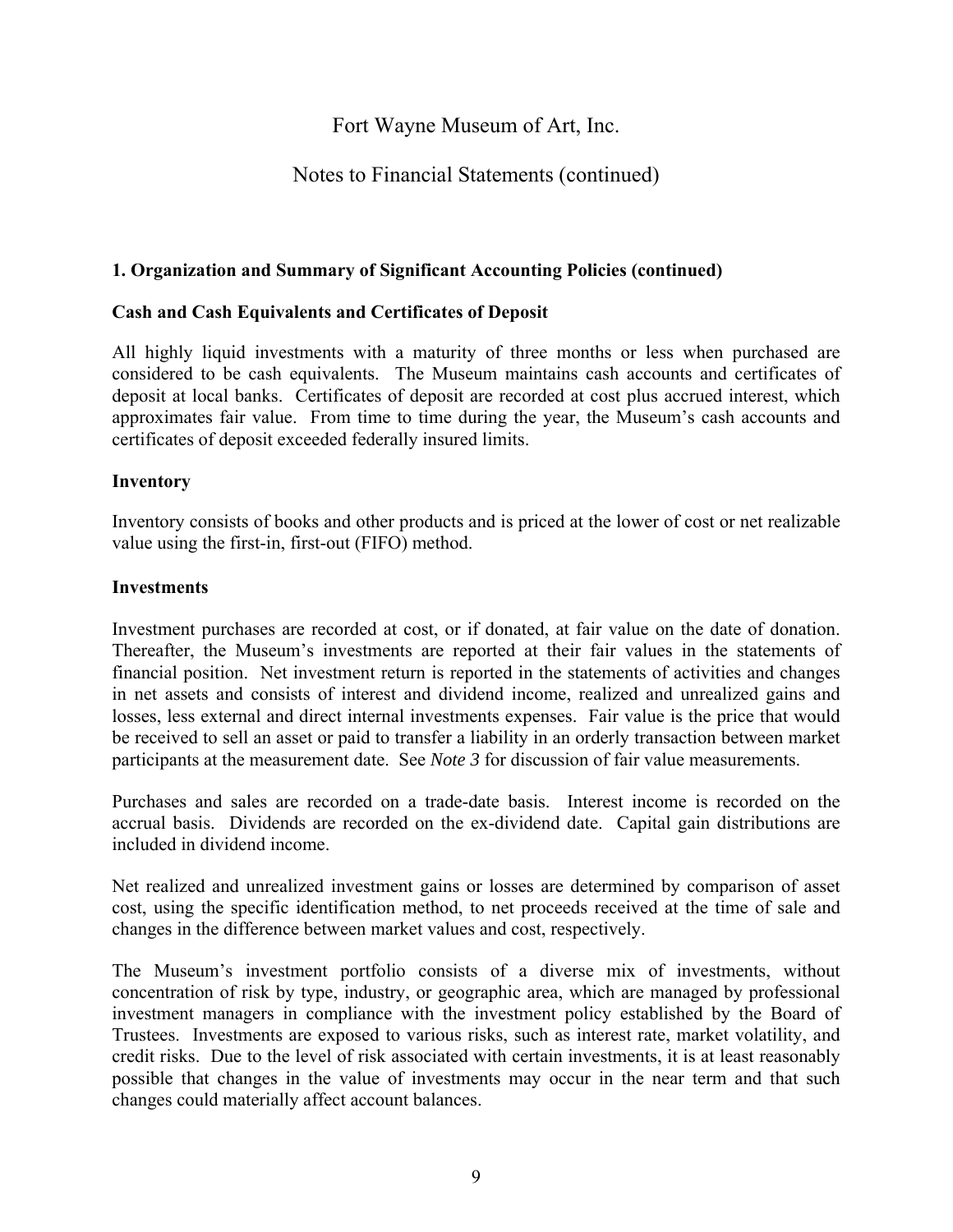# Fort Wayne Museum of Art, Inc.

## Notes to Financial Statements (continued)

### 1. Organization and Summary of Significant Accounting Policies (continued)

#### Cash and Cash Equivalents and Certificates of Deposit

All highly liquid investments with a maturity of three months or less when purchased are considered to be cash equivalents. The Museum maintains cash accounts and certificates of deposit at local banks. Certificates of deposit are recorded at cost plus accrued interest, which approximates fair value. From time to time during the year, the Museum's cash accounts and certificates of deposit exceeded federally insured limits.

#### Inventory

Inventory consists of books and other products and is priced at the lower of cost or net realizable value using the first-in, first-out (FIFO) method.

#### Investments

Investment purchases are recorded at cost, or if donated, at fair value on the date of donation. Thereafter, the Museum's investments are reported at their fair values in the statements of financial position. Net investment return is reported in the statements of activities and changes in net assets and consists of interest and dividend income, realized and unrealized gains and losses, less external and direct internal investments expenses. Fair value is the price that would be received to sell an asset or paid to transfer a liability in an orderly transaction between market participants at the measurement date. See *Note 3* for discussion of fair value measurements.

Purchases and sales are recorded on a trade-date basis. Interest income is recorded on the accrual basis. Dividends are recorded on the ex-dividend date. Capital gain distributions are included in dividend income.

Net realized and unrealized investment gains or losses are determined by comparison of asset cost, using the specific identification method, to net proceeds received at the time of sale and changes in the difference between market values and cost, respectively.

The Museum's investment portfolio consists of a diverse mix of investments, without concentration of risk by type, industry, or geographic area, which are managed by professional investment managers in compliance with the investment policy established by the Board of Trustees. Investments are exposed to various risks, such as interest rate, market volatility, and credit risks. Due to the level of risk associated with certain investments, it is at least reasonably possible that changes in the value of investments may occur in the near term and that such changes could materially affect account balances.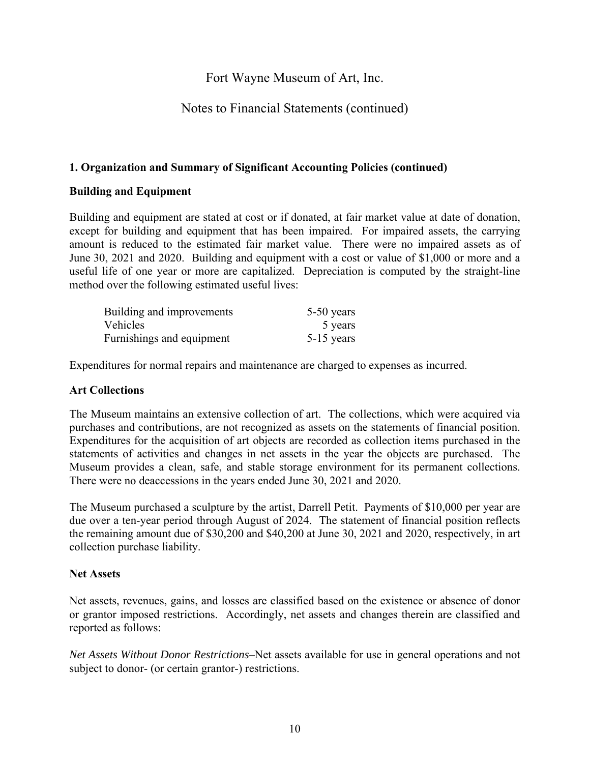# Fort Wayne Museum of Art, Inc.

## Notes to Financial Statements (continued)

### 1. Organization and Summary of Significant Accounting Policies (continued)

**Building and Equipment**

Building and equipment are stated at cost or if donated, at fair market value at date of donation, except for building and equipment that has been impaired. For impaired assets, the carrying amount is reduced to the estimated fair market value. There were no impaired assets as of June 30, 2021 and 2020. Building and equipment with a cost or value of $1,000 or more and a useful life of one year or more are capitalized. Depreciation is computed by the straight-line method over the following estimated useful lives:

| | |
|---|---|
| Building and improvements | 5-50 years |
| Vehicles | 5 years |
| Furnishings and equipment | 5-15 years |

Expenditures for normal repairs and maintenance are charged to expenses as incurred.

**Art Collections**

The Museum maintains an extensive collection of art. The collections, which were acquired via purchases and contributions, are not recognized as assets on the statements of financial position. Expenditures for the acquisition of art objects are recorded as collection items purchased in the statements of activities and changes in net assets in the year the objects are purchased. The Museum provides a clean, safe, and stable storage environment for its permanent collections. There were no deaccessions in the years ended June 30, 2021 and 2020.

The Museum purchased a sculpture by the artist, Darrell Petit. Payments of $10,000 per year are due over a ten-year period through August of 2024. The statement of financial position reflects the remaining amount due of $30,200 and $40,200 at June 30, 2021 and 2020, respectively, in art collection purchase liability.

**Net Assets**

Net assets, revenues, gains, and losses are classified based on the existence or absence of donor or grantor imposed restrictions. Accordingly, net assets and changes therein are classified and reported as follows:

*Net Assets Without Donor Restrictions*–Net assets available for use in general operations and not subject to donor- (or certain grantor-) restrictions.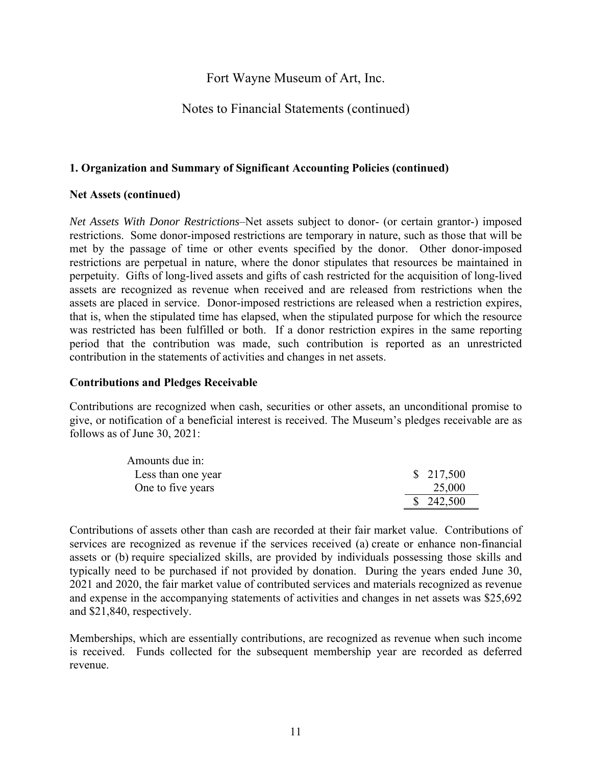## 1. Organization and Summary of Significant Accounting Policies (continued)

### Net Assets (continued)

*Net Assets With Donor Restrictions*–Net assets subject to donor- (or certain grantor-) imposed restrictions. Some donor-imposed restrictions are temporary in nature, such as those that will be met by the passage of time or other events specified by the donor. Other donor-imposed restrictions are perpetual in nature, where the donor stipulates that resources be maintained in perpetuity. Gifts of long-lived assets and gifts of cash restricted for the acquisition of long-lived assets are recognized as revenue when received and are released from restrictions when the assets are placed in service. Donor-imposed restrictions are released when a restriction expires, that is, when the stipulated time has elapsed, when the stipulated purpose for which the resource was restricted has been fulfilled or both. If a donor restriction expires in the same reporting period that the contribution was made, such contribution is reported as an unrestricted contribution in the statements of activities and changes in net assets.

### Contributions and Pledges Receivable

Contributions are recognized when cash, securities or other assets, an unconditional promise to give, or notification of a beneficial interest is received. The Museum's pledges receivable are as follows as of June 30, 2021:

| | |
|---|---|
| Amounts due in: | |
| Less than one year | $ 217,500 |
| One to five years | 25,000 |
| | $ 242,500 |

Contributions of assets other than cash are recorded at their fair market value. Contributions of services are recognized as revenue if the services received (a) create or enhance non-financial assets or (b) require specialized skills, are provided by individuals possessing those skills and typically need to be purchased if not provided by donation. During the years ended June 30, 2021 and 2020, the fair market value of contributed services and materials recognized as revenue and expense in the accompanying statements of activities and changes in net assets was $25,692 and $21,840, respectively.

Memberships, which are essentially contributions, are recognized as revenue when such income is received. Funds collected for the subsequent membership year are recorded as deferred revenue.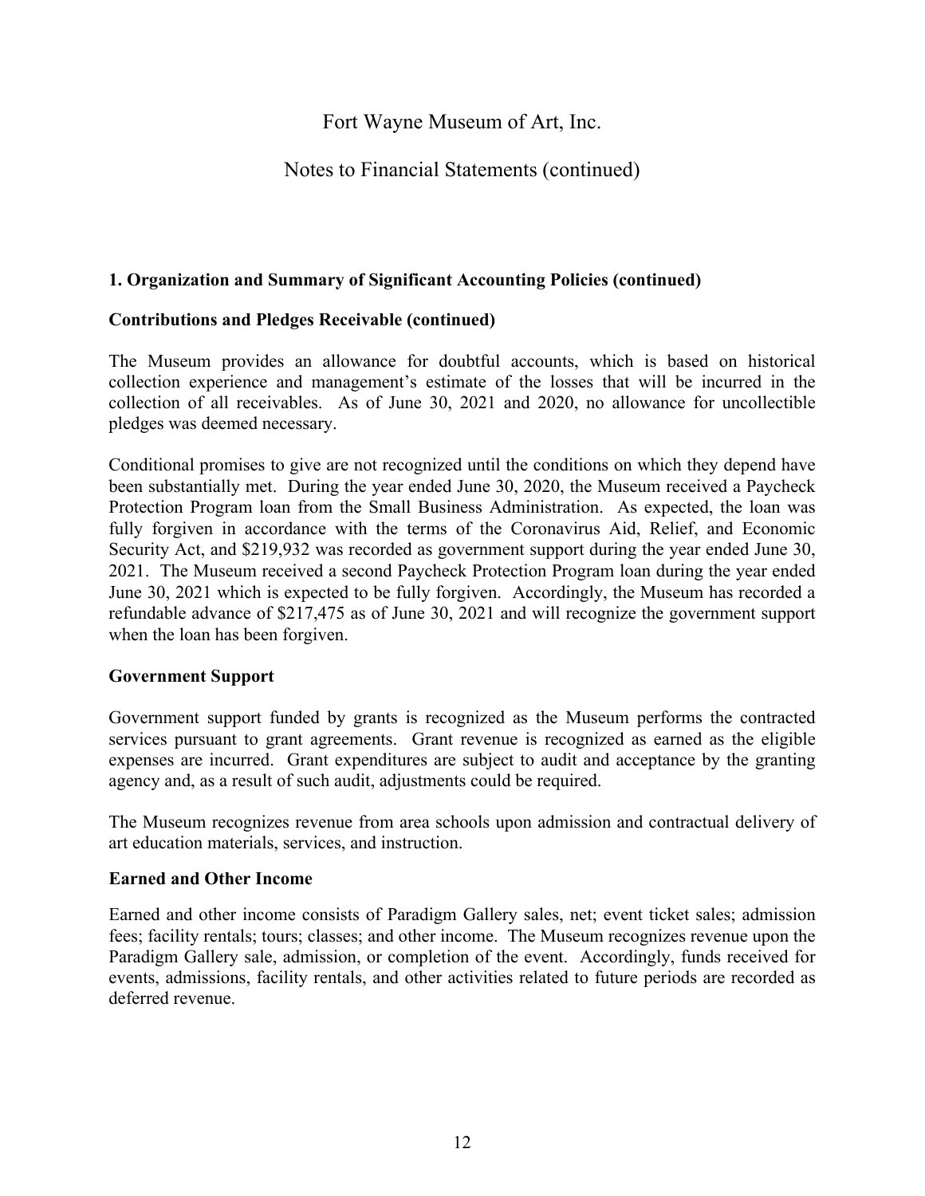Fort Wayne Museum of Art, Inc.

Notes to Financial Statements (continued)

**1. Organization and Summary of Significant Accounting Policies (continued)**

**Contributions and Pledges Receivable (continued)**

The Museum provides an allowance for doubtful accounts, which is based on historical collection experience and management's estimate of the losses that will be incurred in the collection of all receivables. As of June 30, 2021 and 2020, no allowance for uncollectible pledges was deemed necessary.

Conditional promises to give are not recognized until the conditions on which they depend have been substantially met. During the year ended June 30, 2020, the Museum received a Paycheck Protection Program loan from the Small Business Administration. As expected, the loan was fully forgiven in accordance with the terms of the Coronavirus Aid, Relief, and Economic Security Act, and $219,932 was recorded as government support during the year ended June 30, 2021. The Museum received a second Paycheck Protection Program loan during the year ended June 30, 2021 which is expected to be fully forgiven. Accordingly, the Museum has recorded a refundable advance of $217,475 as of June 30, 2021 and will recognize the government support when the loan has been forgiven.

**Government Support**

Government support funded by grants is recognized as the Museum performs the contracted services pursuant to grant agreements. Grant revenue is recognized as earned as the eligible expenses are incurred. Grant expenditures are subject to audit and acceptance by the granting agency and, as a result of such audit, adjustments could be required.

The Museum recognizes revenue from area schools upon admission and contractual delivery of art education materials, services, and instruction.

**Earned and Other Income**

Earned and other income consists of Paradigm Gallery sales, net; event ticket sales; admission fees; facility rentals; tours; classes; and other income. The Museum recognizes revenue upon the Paradigm Gallery sale, admission, or completion of the event. Accordingly, funds received for events, admissions, facility rentals, and other activities related to future periods are recorded as deferred revenue.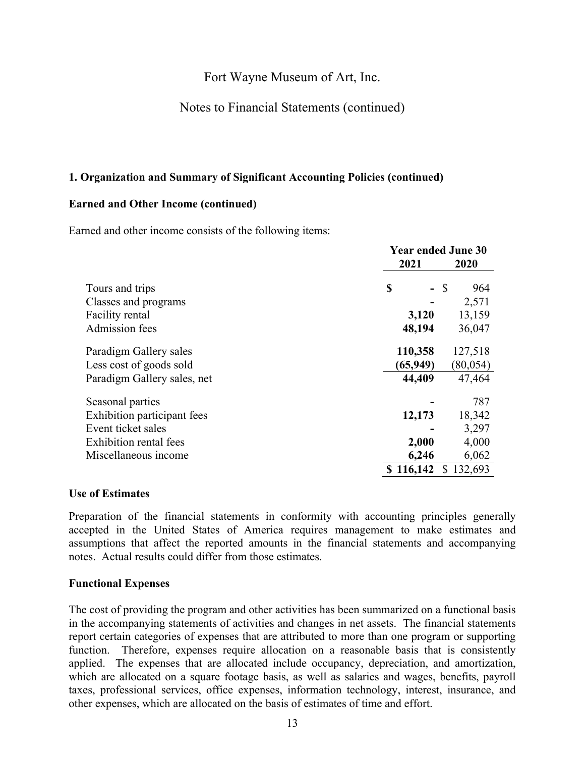# Fort Wayne Museum of Art, Inc.

## Notes to Financial Statements (continued)

### 1. Organization and Summary of Significant Accounting Policies (continued)

**Earned and Other Income (continued)**

Earned and other income consists of the following items:

| | Year ended June 30 | |
|---|---|---|
| | **2021** | **2020** |
| Tours and trips | **$ -** | $ 964 |
| Classes and programs | **-** | 2,571 |
| Facility rental | **3,120** | 13,159 |
| Admission fees | **48,194** | 36,047 |
| Paradigm Gallery sales | **110,358** | 127,518 |
| Less cost of goods sold | **(65,949)** | (80,054) |
| Paradigm Gallery sales, net | **44,409** | 47,464 |
| Seasonal parties | **-** | 787 |
| Exhibition participant fees | **12,173** | 18,342 |
| Event ticket sales | **-** | 3,297 |
| Exhibition rental fees | **2,000** | 4,000 |
| Miscellaneous income | **6,246** | 6,062 |
| | **$ 116,142** | $ 132,693 |

**Use of Estimates**

Preparation of the financial statements in conformity with accounting principles generally accepted in the United States of America requires management to make estimates and assumptions that affect the reported amounts in the financial statements and accompanying notes. Actual results could differ from those estimates.

**Functional Expenses**

The cost of providing the program and other activities has been summarized on a functional basis in the accompanying statements of activities and changes in net assets. The financial statements report certain categories of expenses that are attributed to more than one program or supporting function. Therefore, expenses require allocation on a reasonable basis that is consistently applied. The expenses that are allocated include occupancy, depreciation, and amortization, which are allocated on a square footage basis, as well as salaries and wages, benefits, payroll taxes, professional services, office expenses, information technology, interest, insurance, and other expenses, which are allocated on the basis of estimates of time and effort.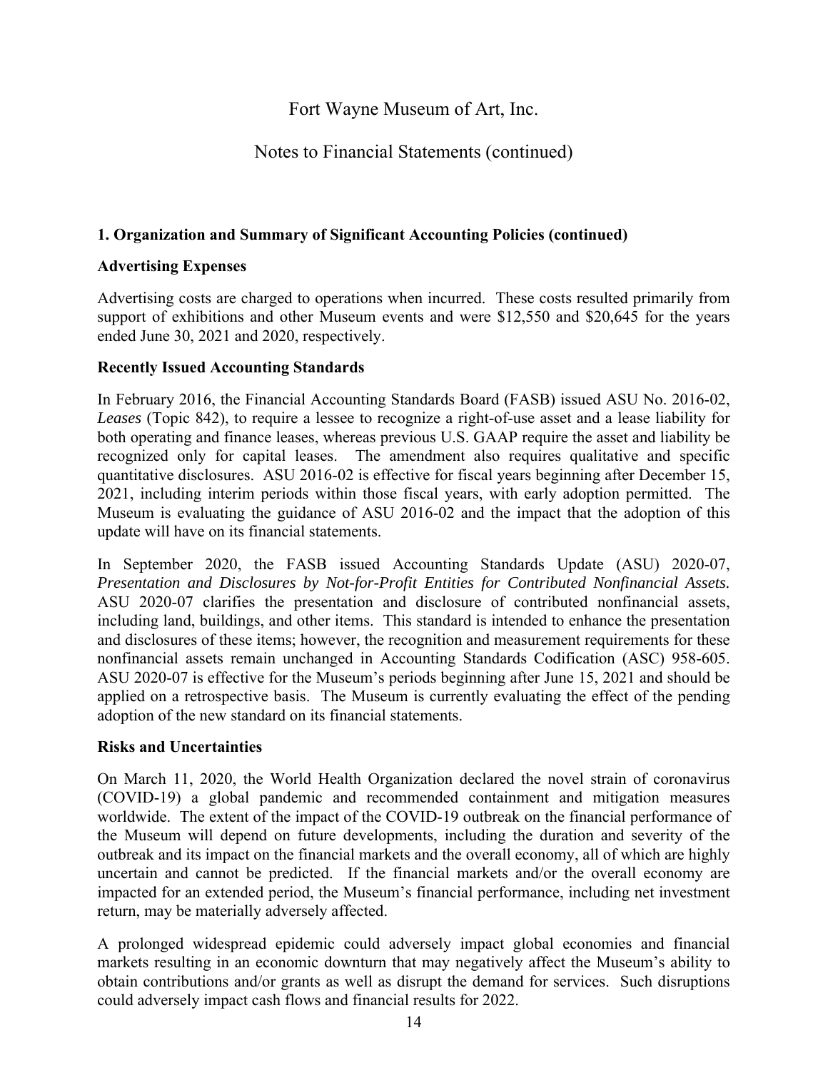## 1. Organization and Summary of Significant Accounting Policies (continued)

### Advertising Expenses

Advertising costs are charged to operations when incurred. These costs resulted primarily from support of exhibitions and other Museum events and were $12,550 and $20,645 for the years ended June 30, 2021 and 2020, respectively.

### Recently Issued Accounting Standards

In February 2016, the Financial Accounting Standards Board (FASB) issued ASU No. 2016-02, *Leases* (Topic 842), to require a lessee to recognize a right-of-use asset and a lease liability for both operating and finance leases, whereas previous U.S. GAAP require the asset and liability be recognized only for capital leases. The amendment also requires qualitative and specific quantitative disclosures. ASU 2016-02 is effective for fiscal years beginning after December 15, 2021, including interim periods within those fiscal years, with early adoption permitted. The Museum is evaluating the guidance of ASU 2016-02 and the impact that the adoption of this update will have on its financial statements.

In September 2020, the FASB issued Accounting Standards Update (ASU) 2020-07, *Presentation and Disclosures by Not-for-Profit Entities for Contributed Nonfinancial Assets.* ASU 2020-07 clarifies the presentation and disclosure of contributed nonfinancial assets, including land, buildings, and other items. This standard is intended to enhance the presentation and disclosures of these items; however, the recognition and measurement requirements for these nonfinancial assets remain unchanged in Accounting Standards Codification (ASC) 958-605. ASU 2020-07 is effective for the Museum's periods beginning after June 15, 2021 and should be applied on a retrospective basis. The Museum is currently evaluating the effect of the pending adoption of the new standard on its financial statements.

### Risks and Uncertainties

On March 11, 2020, the World Health Organization declared the novel strain of coronavirus (COVID-19) a global pandemic and recommended containment and mitigation measures worldwide. The extent of the impact of the COVID-19 outbreak on the financial performance of the Museum will depend on future developments, including the duration and severity of the outbreak and its impact on the financial markets and the overall economy, all of which are highly uncertain and cannot be predicted. If the financial markets and/or the overall economy are impacted for an extended period, the Museum's financial performance, including net investment return, may be materially adversely affected.

A prolonged widespread epidemic could adversely impact global economies and financial markets resulting in an economic downturn that may negatively affect the Museum's ability to obtain contributions and/or grants as well as disrupt the demand for services. Such disruptions could adversely impact cash flows and financial results for 2022.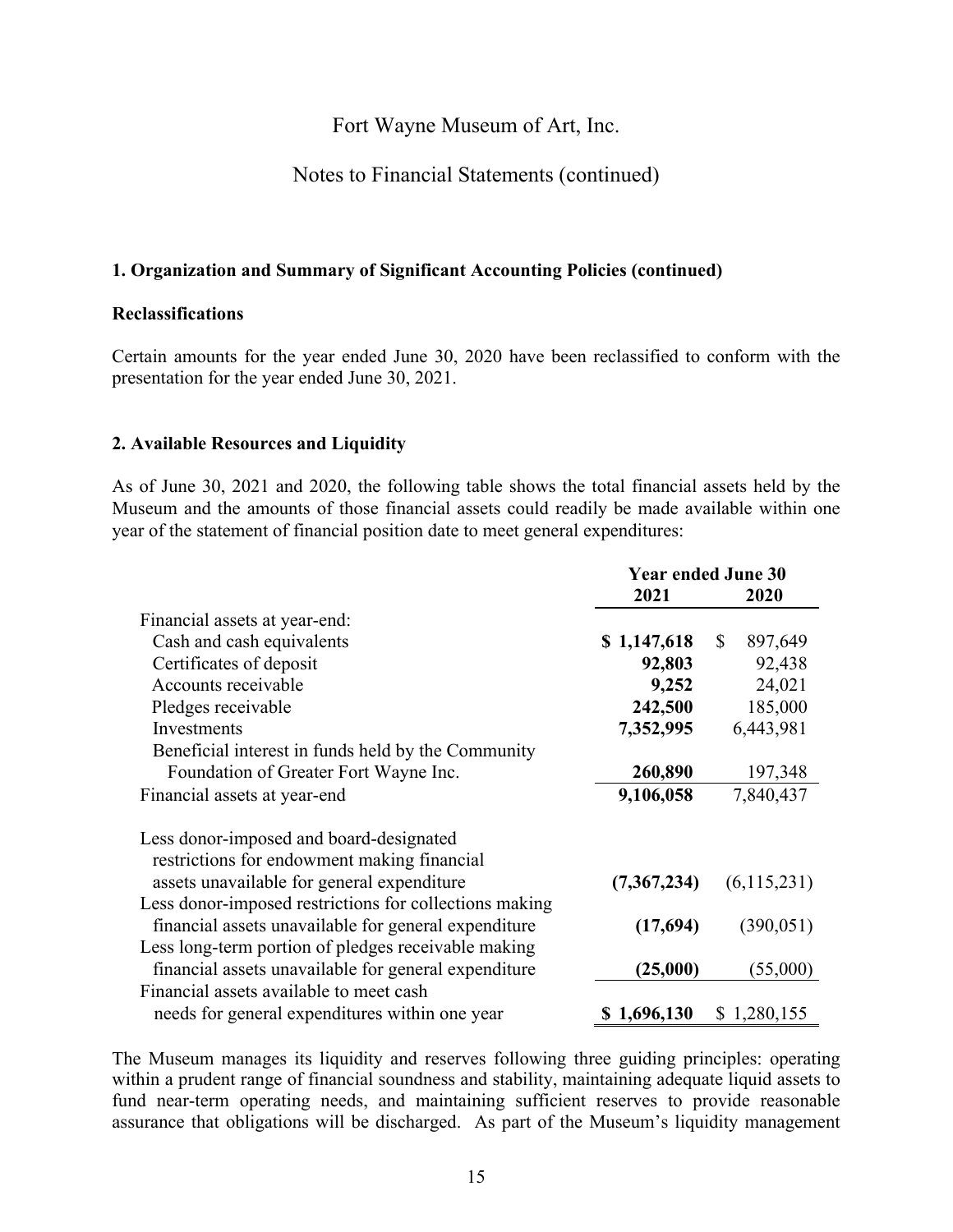# Fort Wayne Museum of Art, Inc.

## Notes to Financial Statements (continued)

### 1. Organization and Summary of Significant Accounting Policies (continued)

**Reclassifications**

Certain amounts for the year ended June 30, 2020 have been reclassified to conform with the presentation for the year ended June 30, 2021.

### 2. Available Resources and Liquidity

As of June 30, 2021 and 2020, the following table shows the total financial assets held by the Museum and the amounts of those financial assets could readily be made available within one year of the statement of financial position date to meet general expenditures:

| | Year ended June 30 | |
|---|---|---|
| | **2021** | **2020** |
| Financial assets at year-end: | | |
| Cash and cash equivalents | **$ 1,147,618** | $ 897,649 |
| Certificates of deposit | **92,803** | 92,438 |
| Accounts receivable | **9,252** | 24,021 |
| Pledges receivable | **242,500** | 185,000 |
| Investments | **7,352,995** | 6,443,981 |
| Beneficial interest in funds held by the Community Foundation of Greater Fort Wayne Inc. | **260,890** | 197,348 |
| Financial assets at year-end | **9,106,058** | 7,840,437 |
| Less donor-imposed and board-designated restrictions for endowment making financial assets unavailable for general expenditure | **(7,367,234)** | (6,115,231) |
| Less donor-imposed restrictions for collections making financial assets unavailable for general expenditure | **(17,694)** | (390,051) |
| Less long-term portion of pledges receivable making financial assets unavailable for general expenditure | **(25,000)** | (55,000) |
| Financial assets available to meet cash needs for general expenditures within one year | **$ 1,696,130** | $ 1,280,155 |

The Museum manages its liquidity and reserves following three guiding principles: operating within a prudent range of financial soundness and stability, maintaining adequate liquid assets to fund near-term operating needs, and maintaining sufficient reserves to provide reasonable assurance that obligations will be discharged. As part of the Museum's liquidity management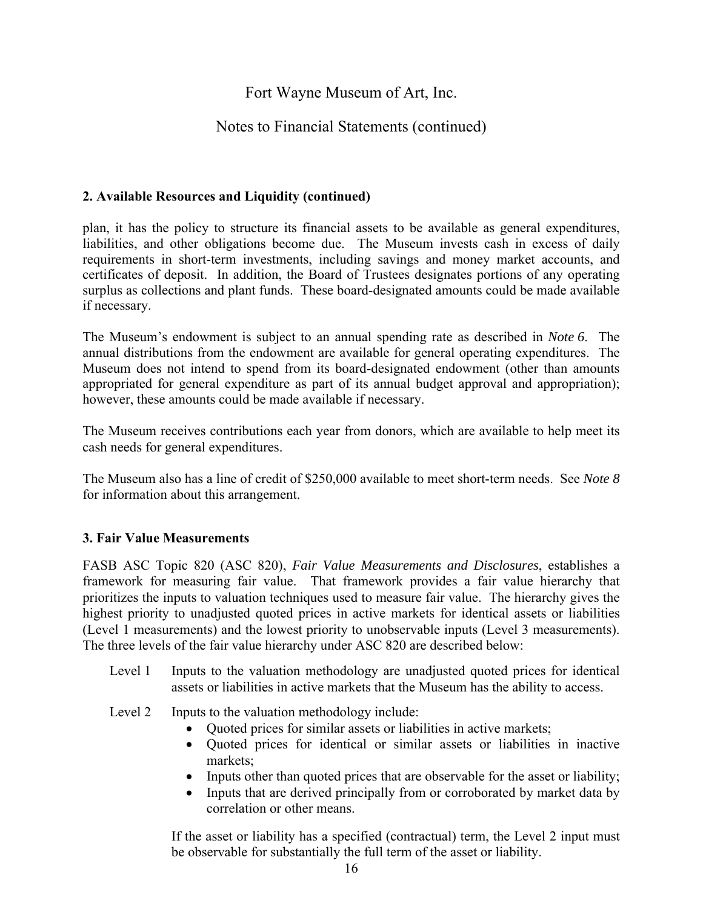## 2. Available Resources and Liquidity (continued)

plan, it has the policy to structure its financial assets to be available as general expenditures, liabilities, and other obligations become due. The Museum invests cash in excess of daily requirements in short-term investments, including savings and money market accounts, and certificates of deposit. In addition, the Board of Trustees designates portions of any operating surplus as collections and plant funds. These board-designated amounts could be made available if necessary.

The Museum's endowment is subject to an annual spending rate as described in *Note 6*. The annual distributions from the endowment are available for general operating expenditures. The Museum does not intend to spend from its board-designated endowment (other than amounts appropriated for general expenditure as part of its annual budget approval and appropriation); however, these amounts could be made available if necessary.

The Museum receives contributions each year from donors, which are available to help meet its cash needs for general expenditures.

The Museum also has a line of credit of $250,000 available to meet short-term needs. See *Note 8* for information about this arrangement.

## 3. Fair Value Measurements

FASB ASC Topic 820 (ASC 820), *Fair Value Measurements and Disclosures*, establishes a framework for measuring fair value. That framework provides a fair value hierarchy that prioritizes the inputs to valuation techniques used to measure fair value. The hierarchy gives the highest priority to unadjusted quoted prices in active markets for identical assets or liabilities (Level 1 measurements) and the lowest priority to unobservable inputs (Level 3 measurements). The three levels of the fair value hierarchy under ASC 820 are described below:

Level 1 Inputs to the valuation methodology are unadjusted quoted prices for identical assets or liabilities in active markets that the Museum has the ability to access.

Level 2 Inputs to the valuation methodology include:

- Quoted prices for similar assets or liabilities in active markets;
- Quoted prices for identical or similar assets or liabilities in inactive markets;
- Inputs other than quoted prices that are observable for the asset or liability;
- Inputs that are derived principally from or corroborated by market data by correlation or other means.

If the asset or liability has a specified (contractual) term, the Level 2 input must be observable for substantially the full term of the asset or liability.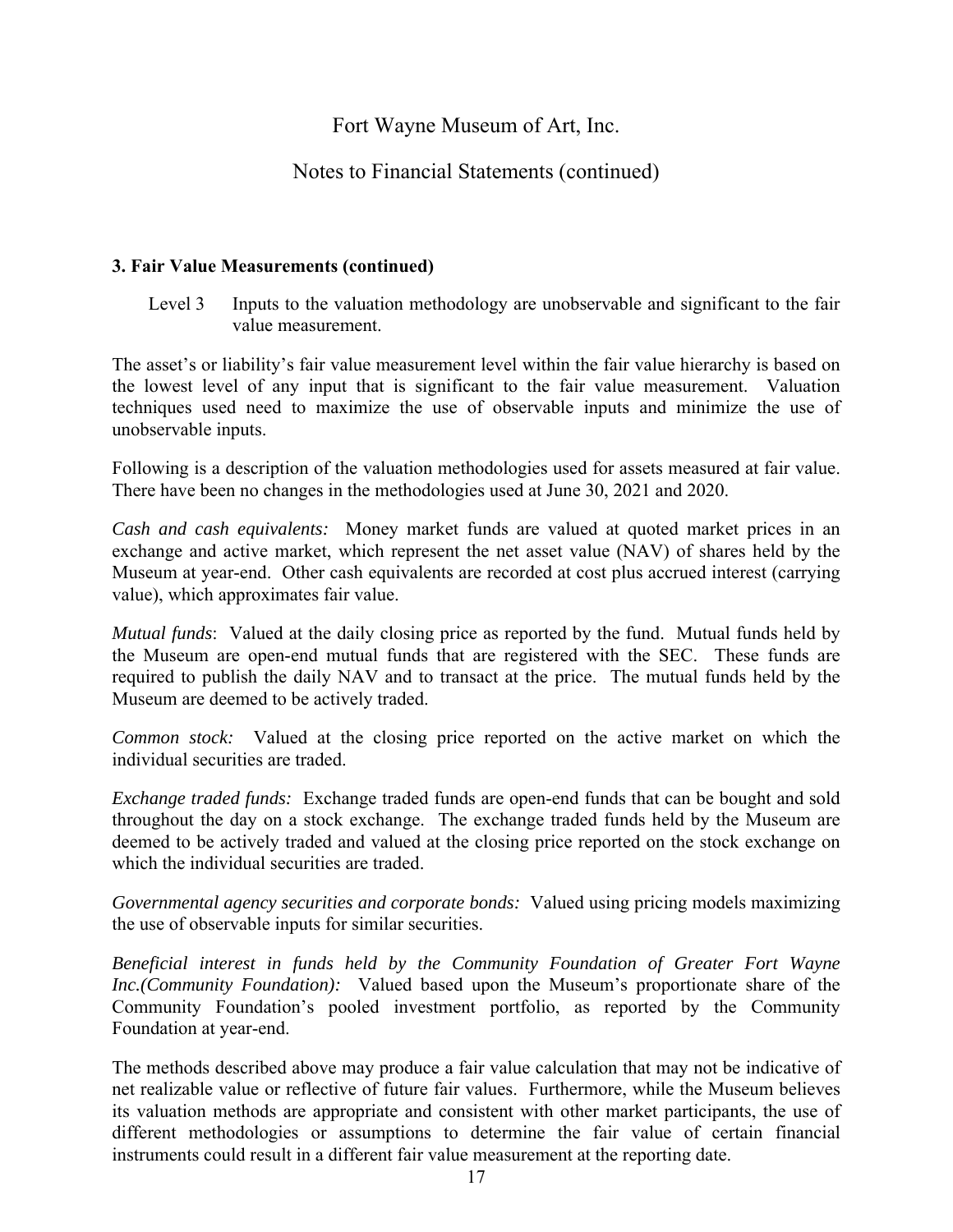### 3. Fair Value Measurements (continued)

Level 3 Inputs to the valuation methodology are unobservable and significant to the fair value measurement.

The asset's or liability's fair value measurement level within the fair value hierarchy is based on the lowest level of any input that is significant to the fair value measurement. Valuation techniques used need to maximize the use of observable inputs and minimize the use of unobservable inputs.

Following is a description of the valuation methodologies used for assets measured at fair value. There have been no changes in the methodologies used at June 30, 2021 and 2020.

*Cash and cash equivalents:* Money market funds are valued at quoted market prices in an exchange and active market, which represent the net asset value (NAV) of shares held by the Museum at year-end. Other cash equivalents are recorded at cost plus accrued interest (carrying value), which approximates fair value.

*Mutual funds*: Valued at the daily closing price as reported by the fund. Mutual funds held by the Museum are open-end mutual funds that are registered with the SEC. These funds are required to publish the daily NAV and to transact at the price. The mutual funds held by the Museum are deemed to be actively traded.

*Common stock:* Valued at the closing price reported on the active market on which the individual securities are traded.

*Exchange traded funds:* Exchange traded funds are open-end funds that can be bought and sold throughout the day on a stock exchange. The exchange traded funds held by the Museum are deemed to be actively traded and valued at the closing price reported on the stock exchange on which the individual securities are traded.

*Governmental agency securities and corporate bonds:* Valued using pricing models maximizing the use of observable inputs for similar securities.

*Beneficial interest in funds held by the Community Foundation of Greater Fort Wayne Inc.(Community Foundation):* Valued based upon the Museum's proportionate share of the Community Foundation's pooled investment portfolio, as reported by the Community Foundation at year-end.

The methods described above may produce a fair value calculation that may not be indicative of net realizable value or reflective of future fair values. Furthermore, while the Museum believes its valuation methods are appropriate and consistent with other market participants, the use of different methodologies or assumptions to determine the fair value of certain financial instruments could result in a different fair value measurement at the reporting date.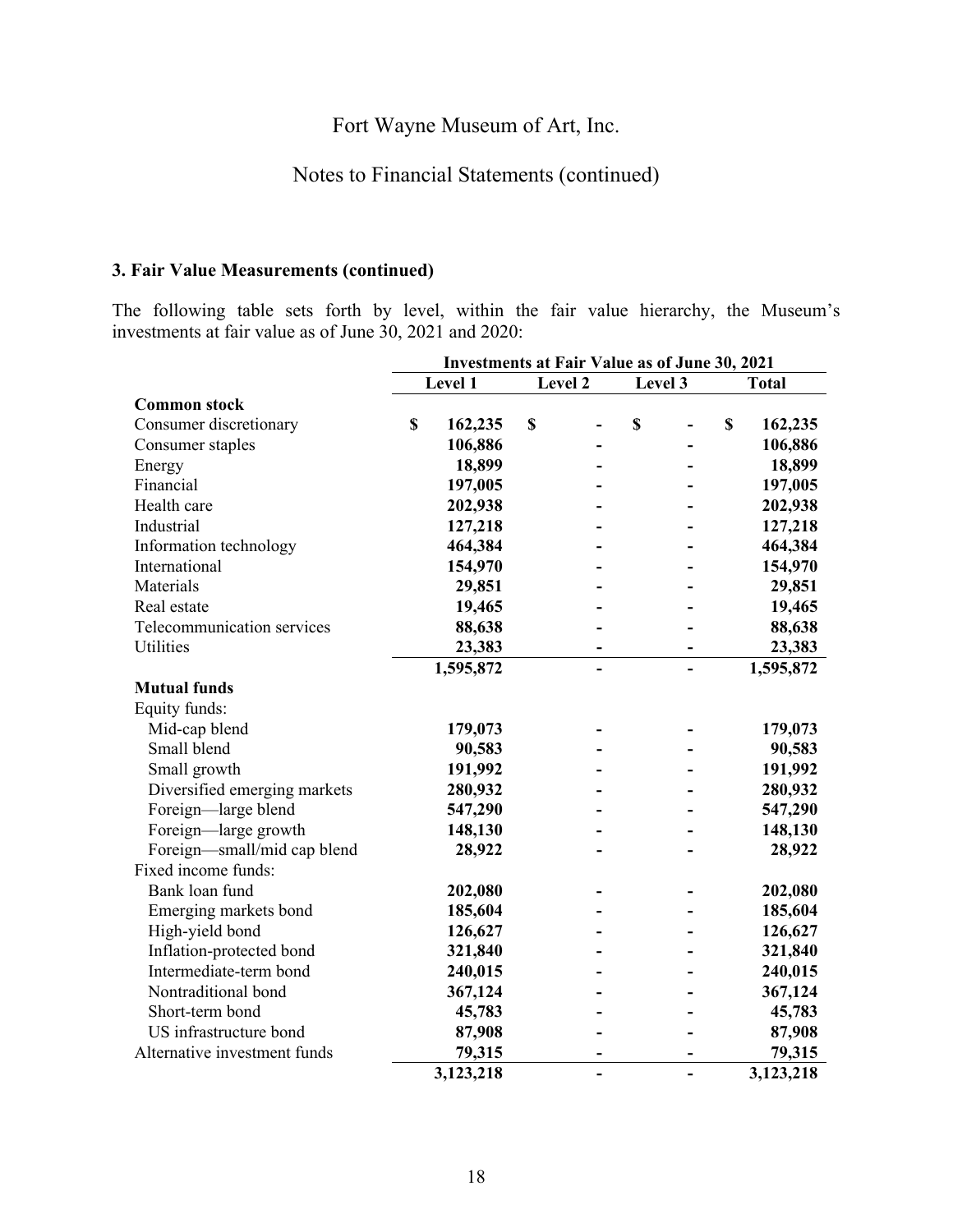Fort Wayne Museum of Art, Inc.

Notes to Financial Statements (continued)

### 3. Fair Value Measurements (continued)

The following table sets forth by level, within the fair value hierarchy, the Museum's investments at fair value as of June 30, 2021 and 2020:

| | Investments at Fair Value as of June 30, 2021 | | | |
|---|---|---|---|---|
| | **Level 1** | **Level 2** | **Level 3** | **Total** |
| **Common stock** | | | | |
| Consumer discretionary | **$ 162,235** | **$ -** | **$ -** | **$ 162,235** |
| Consumer staples | **106,886** | **-** | **-** | **106,886** |
| Energy | **18,899** | **-** | **-** | **18,899** |
| Financial | **197,005** | **-** | **-** | **197,005** |
| Health care | **202,938** | **-** | **-** | **202,938** |
| Industrial | **127,218** | **-** | **-** | **127,218** |
| Information technology | **464,384** | **-** | **-** | **464,384** |
| International | **154,970** | **-** | **-** | **154,970** |
| Materials | **29,851** | **-** | **-** | **29,851** |
| Real estate | **19,465** | **-** | **-** | **19,465** |
| Telecommunication services | **88,638** | **-** | **-** | **88,638** |
| Utilities | **23,383** | **-** | **-** | **23,383** |
| | **1,595,872** | **-** | **-** | **1,595,872** |
| **Mutual funds** | | | | |
| Equity funds: | | | | |
| Mid-cap blend | **179,073** | **-** | **-** | **179,073** |
| Small blend | **90,583** | **-** | **-** | **90,583** |
| Small growth | **191,992** | **-** | **-** | **191,992** |
| Diversified emerging markets | **280,932** | **-** | **-** | **280,932** |
| Foreign—large blend | **547,290** | **-** | **-** | **547,290** |
| Foreign—large growth | **148,130** | **-** | **-** | **148,130** |
| Foreign—small/mid cap blend | **28,922** | **-** | **-** | **28,922** |
| Fixed income funds: | | | | |
| Bank loan fund | **202,080** | **-** | **-** | **202,080** |
| Emerging markets bond | **185,604** | **-** | **-** | **185,604** |
| High-yield bond | **126,627** | **-** | **-** | **126,627** |
| Inflation-protected bond | **321,840** | **-** | **-** | **321,840** |
| Intermediate-term bond | **240,015** | **-** | **-** | **240,015** |
| Nontraditional bond | **367,124** | **-** | **-** | **367,124** |
| Short-term bond | **45,783** | **-** | **-** | **45,783** |
| US infrastructure bond | **87,908** | **-** | **-** | **87,908** |
| Alternative investment funds | **79,315** | **-** | **-** | **79,315** |
| | **3,123,218** | **-** | **-** | **3,123,218** |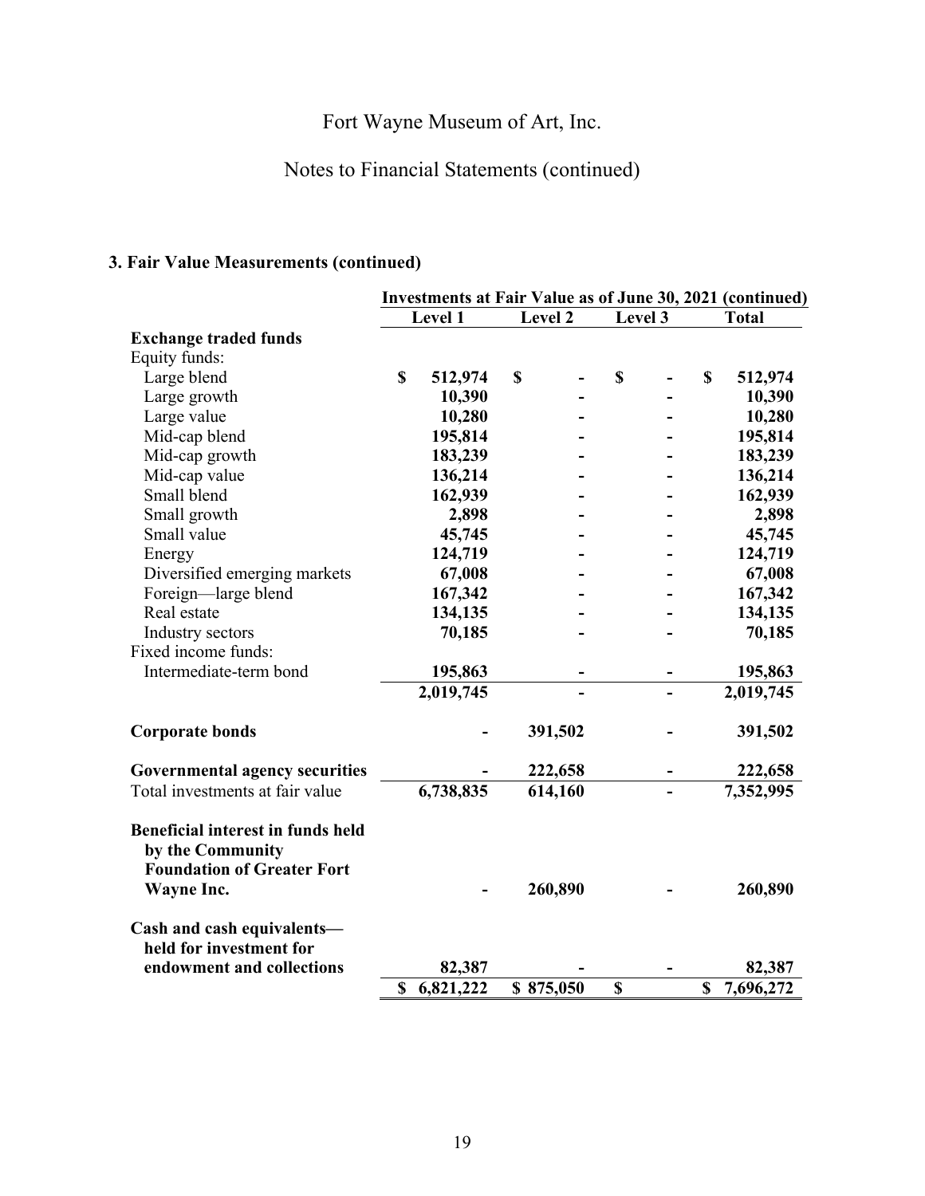Fort Wayne Museum of Art, Inc.

Notes to Financial Statements (continued)

### 3. Fair Value Measurements (continued)

| | Investments at Fair Value as of June 30, 2021 (continued) | | | |
|---|---|---|---|---|
| | Level 1 | Level 2 | Level 3 | Total |
| **Exchange traded funds** | | | | |
| Equity funds: | | | | |
| Large blend | $ 512,974 | $ - | $ - | $ 512,974 |
| Large growth | 10,390 | - | - | 10,390 |
| Large value | 10,280 | - | - | 10,280 |
| Mid-cap blend | 195,814 | - | - | 195,814 |
| Mid-cap growth | 183,239 | - | - | 183,239 |
| Mid-cap value | 136,214 | - | - | 136,214 |
| Small blend | 162,939 | - | - | 162,939 |
| Small growth | 2,898 | - | - | 2,898 |
| Small value | 45,745 | - | - | 45,745 |
| Energy | 124,719 | - | - | 124,719 |
| Diversified emerging markets | 67,008 | - | - | 67,008 |
| Foreign—large blend | 167,342 | - | - | 167,342 |
| Real estate | 134,135 | - | - | 134,135 |
| Industry sectors | 70,185 | - | - | 70,185 |
| Fixed income funds: | | | | |
| Intermediate-term bond | 195,863 | - | - | 195,863 |
| | 2,019,745 | - | - | 2,019,745 |
| **Corporate bonds** | - | 391,502 | - | 391,502 |
| **Governmental agency securities** | - | 222,658 | - | 222,658 |
| Total investments at fair value | 6,738,835 | 614,160 | - | 7,352,995 |
| **Beneficial interest in funds held by the Community Foundation of Greater Fort Wayne Inc.** | - | 260,890 | - | 260,890 |
| **Cash and cash equivalents—held for investment for endowment and collections** | 82,387 | - | - | 82,387 |
| | $ 6,821,222 | $ 875,050 | $ | $ 7,696,272 |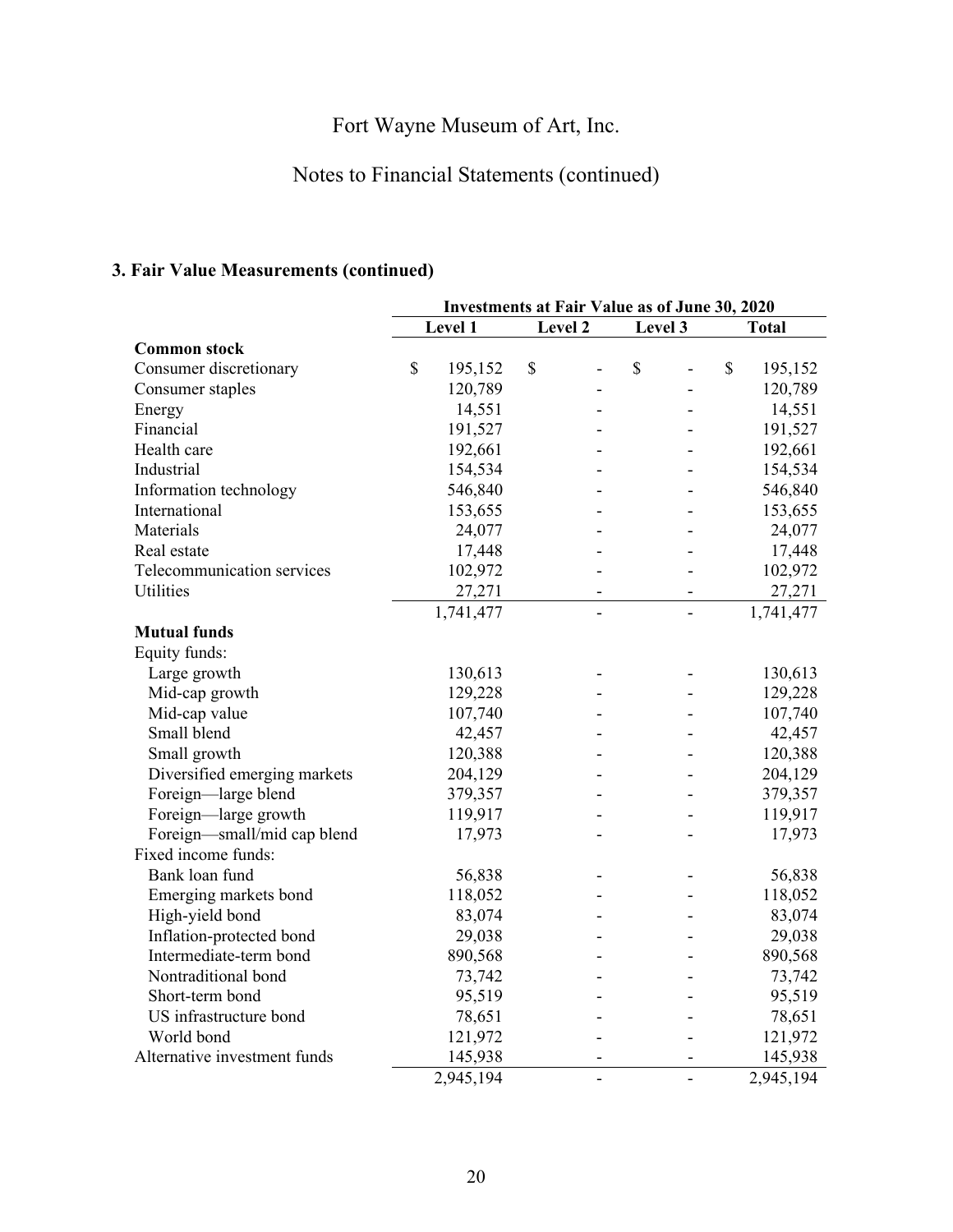### 3. Fair Value Measurements (continued)

| | Investments at Fair Value as of June 30, 2020 | | | |
|---|---|---|---|---|
| | Level 1 | Level 2 | Level 3 | Total |
| **Common stock** | | | | |
| Consumer discretionary | $ 195,152 | $ - | $ - | $ 195,152 |
| Consumer staples | 120,789 | - | - | 120,789 |
| Energy | 14,551 | - | - | 14,551 |
| Financial | 191,527 | - | - | 191,527 |
| Health care | 192,661 | - | - | 192,661 |
| Industrial | 154,534 | - | - | 154,534 |
| Information technology | 546,840 | - | - | 546,840 |
| International | 153,655 | - | - | 153,655 |
| Materials | 24,077 | - | - | 24,077 |
| Real estate | 17,448 | - | - | 17,448 |
| Telecommunication services | 102,972 | - | - | 102,972 |
| Utilities | 27,271 | - | - | 27,271 |
| | 1,741,477 | - | - | 1,741,477 |
| **Mutual funds** | | | | |
| Equity funds: | | | | |
| Large growth | 130,613 | - | - | 130,613 |
| Mid-cap growth | 129,228 | - | - | 129,228 |
| Mid-cap value | 107,740 | - | - | 107,740 |
| Small blend | 42,457 | - | - | 42,457 |
| Small growth | 120,388 | - | - | 120,388 |
| Diversified emerging markets | 204,129 | - | - | 204,129 |
| Foreign—large blend | 379,357 | - | - | 379,357 |
| Foreign—large growth | 119,917 | - | - | 119,917 |
| Foreign—small/mid cap blend | 17,973 | - | - | 17,973 |
| Fixed income funds: | | | | |
| Bank loan fund | 56,838 | - | - | 56,838 |
| Emerging markets bond | 118,052 | - | - | 118,052 |
| High-yield bond | 83,074 | - | - | 83,074 |
| Inflation-protected bond | 29,038 | - | - | 29,038 |
| Intermediate-term bond | 890,568 | - | - | 890,568 |
| Nontraditional bond | 73,742 | - | - | 73,742 |
| Short-term bond | 95,519 | - | - | 95,519 |
| US infrastructure bond | 78,651 | - | - | 78,651 |
| World bond | 121,972 | - | - | 121,972 |
| Alternative investment funds | 145,938 | - | - | 145,938 |
| | 2,945,194 | - | - | 2,945,194 |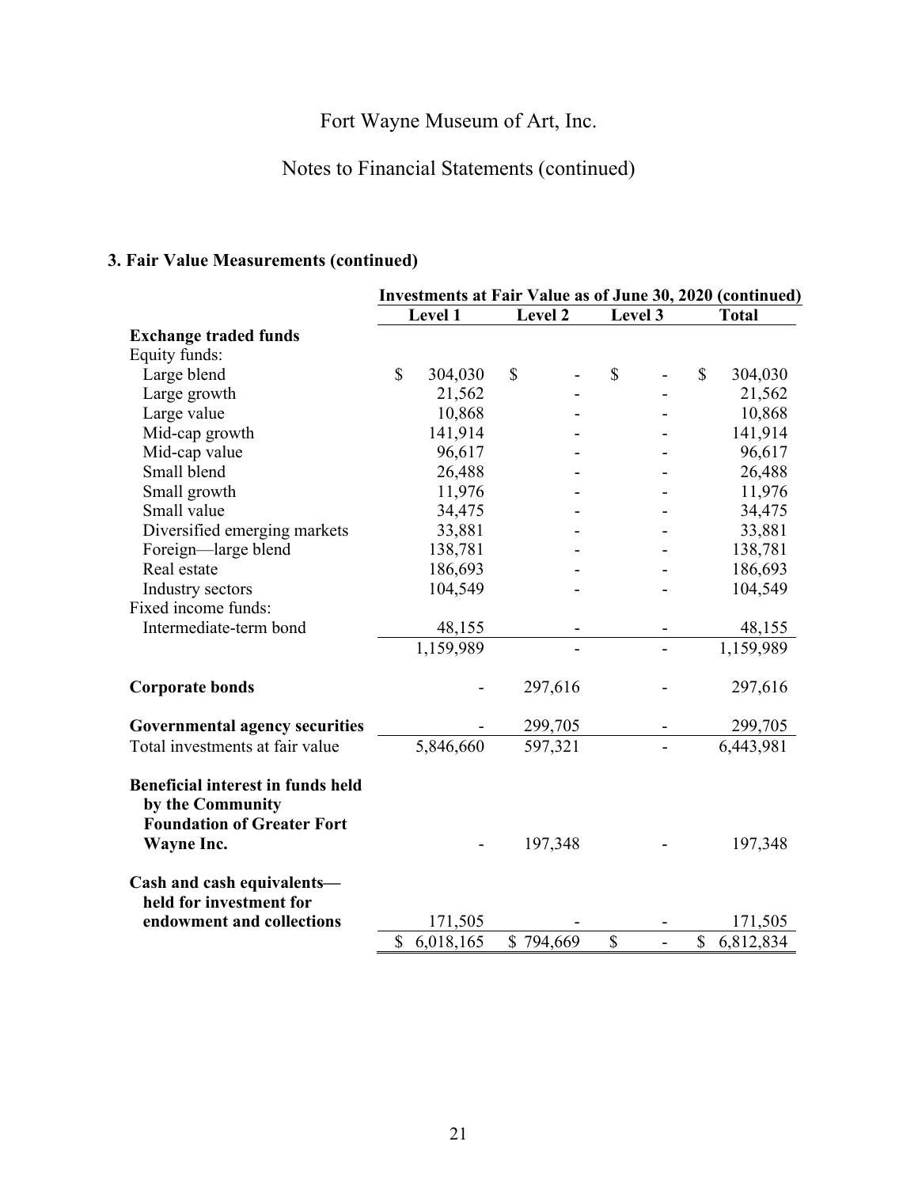# Fort Wayne Museum of Art, Inc.

## Notes to Financial Statements (continued)

### 3. Fair Value Measurements (continued)

| | Investments at Fair Value as of June 30, 2020 (continued) | | | |
|---|---|---|---|---|
| | Level 1 | Level 2 | Level 3 | Total |
| **Exchange traded funds** | | | | |
| Equity funds: | | | | |
| Large blend | $ 304,030 | $ - | $ - | $ 304,030 |
| Large growth | 21,562 | - | - | 21,562 |
| Large value | 10,868 | - | - | 10,868 |
| Mid-cap growth | 141,914 | - | - | 141,914 |
| Mid-cap value | 96,617 | - | - | 96,617 |
| Small blend | 26,488 | - | - | 26,488 |
| Small growth | 11,976 | - | - | 11,976 |
| Small value | 34,475 | - | - | 34,475 |
| Diversified emerging markets | 33,881 | - | - | 33,881 |
| Foreign—large blend | 138,781 | - | - | 138,781 |
| Real estate | 186,693 | - | - | 186,693 |
| Industry sectors | 104,549 | - | - | 104,549 |
| Fixed income funds: | | | | |
| Intermediate-term bond | 48,155 | - | - | 48,155 |
| | 1,159,989 | - | - | 1,159,989 |
| **Corporate bonds** | - | 297,616 | - | 297,616 |
| **Governmental agency securities** | - | 299,705 | - | 299,705 |
| Total investments at fair value | 5,846,660 | 597,321 | - | 6,443,981 |
| **Beneficial interest in funds held by the Community Foundation of Greater Fort Wayne Inc.** | - | 197,348 | - | 197,348 |
| **Cash and cash equivalents—held for investment for endowment and collections** | 171,505 | - | - | 171,505 |
| | $ 6,018,165 | $ 794,669 | $ - | $ 6,812,834 |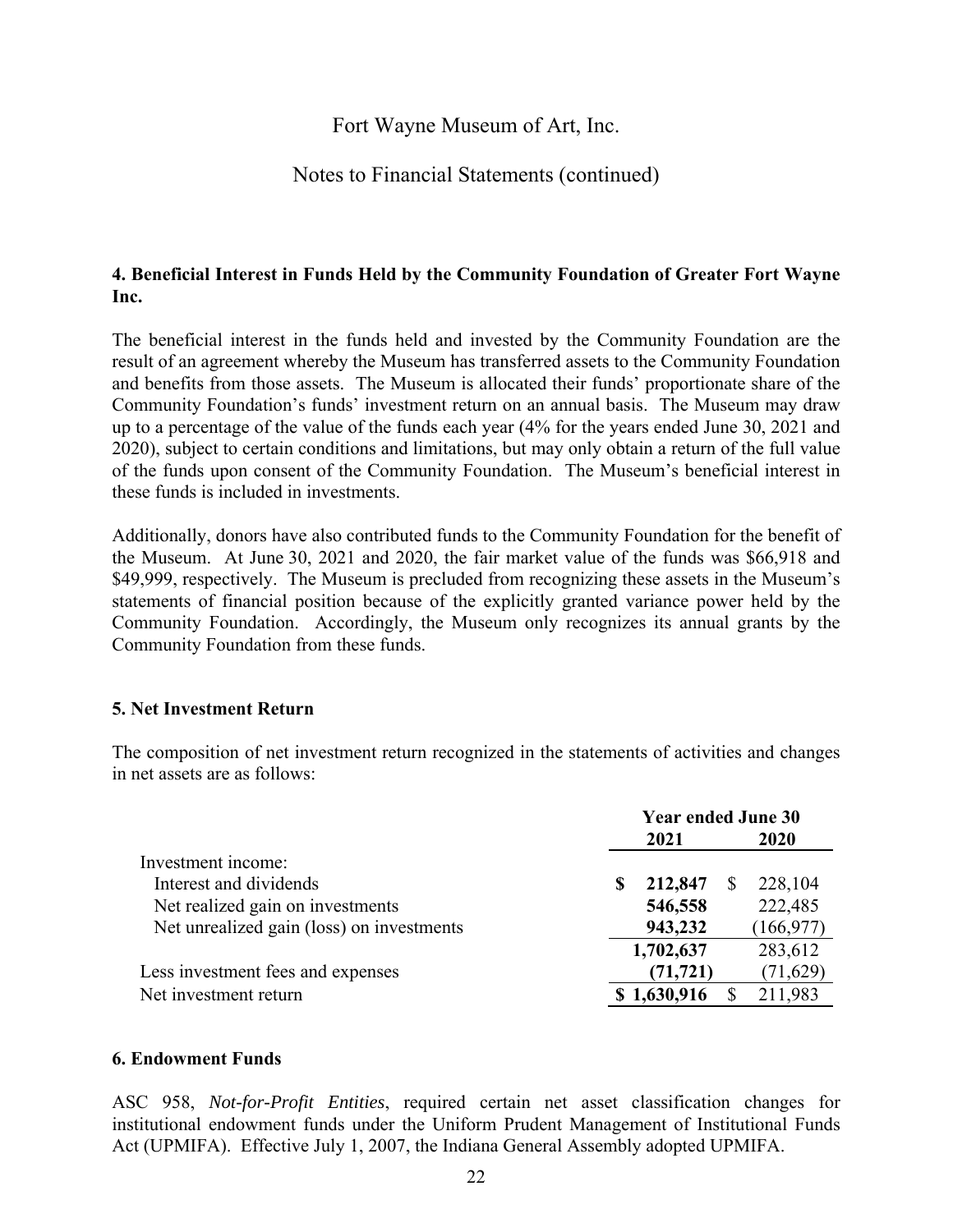Fort Wayne Museum of Art, Inc.

Notes to Financial Statements (continued)

### 4. Beneficial Interest in Funds Held by the Community Foundation of Greater Fort Wayne Inc.

The beneficial interest in the funds held and invested by the Community Foundation are the result of an agreement whereby the Museum has transferred assets to the Community Foundation and benefits from those assets. The Museum is allocated their funds' proportionate share of the Community Foundation's funds' investment return on an annual basis. The Museum may draw up to a percentage of the value of the funds each year (4% for the years ended June 30, 2021 and 2020), subject to certain conditions and limitations, but may only obtain a return of the full value of the funds upon consent of the Community Foundation. The Museum's beneficial interest in these funds is included in investments.

Additionally, donors have also contributed funds to the Community Foundation for the benefit of the Museum. At June 30, 2021 and 2020, the fair market value of the funds was $66,918 and $49,999, respectively. The Museum is precluded from recognizing these assets in the Museum's statements of financial position because of the explicitly granted variance power held by the Community Foundation. Accordingly, the Museum only recognizes its annual grants by the Community Foundation from these funds.

### 5. Net Investment Return

The composition of net investment return recognized in the statements of activities and changes in net assets are as follows:

| | Year ended June 30 | |
|---|---|---|
| | **2021** | **2020** |
| Investment income: | | |
| Interest and dividends | **$ 212,847** | $ 228,104 |
| Net realized gain on investments | **546,558** | 222,485 |
| Net unrealized gain (loss) on investments | **943,232** | (166,977) |
| | **1,702,637** | 283,612 |
| Less investment fees and expenses | **(71,721)** | (71,629) |
| Net investment return | **$ 1,630,916** | $ 211,983 |

### 6. Endowment Funds

ASC 958, *Not-for-Profit Entities*, required certain net asset classification changes for institutional endowment funds under the Uniform Prudent Management of Institutional Funds Act (UPMIFA). Effective July 1, 2007, the Indiana General Assembly adopted UPMIFA.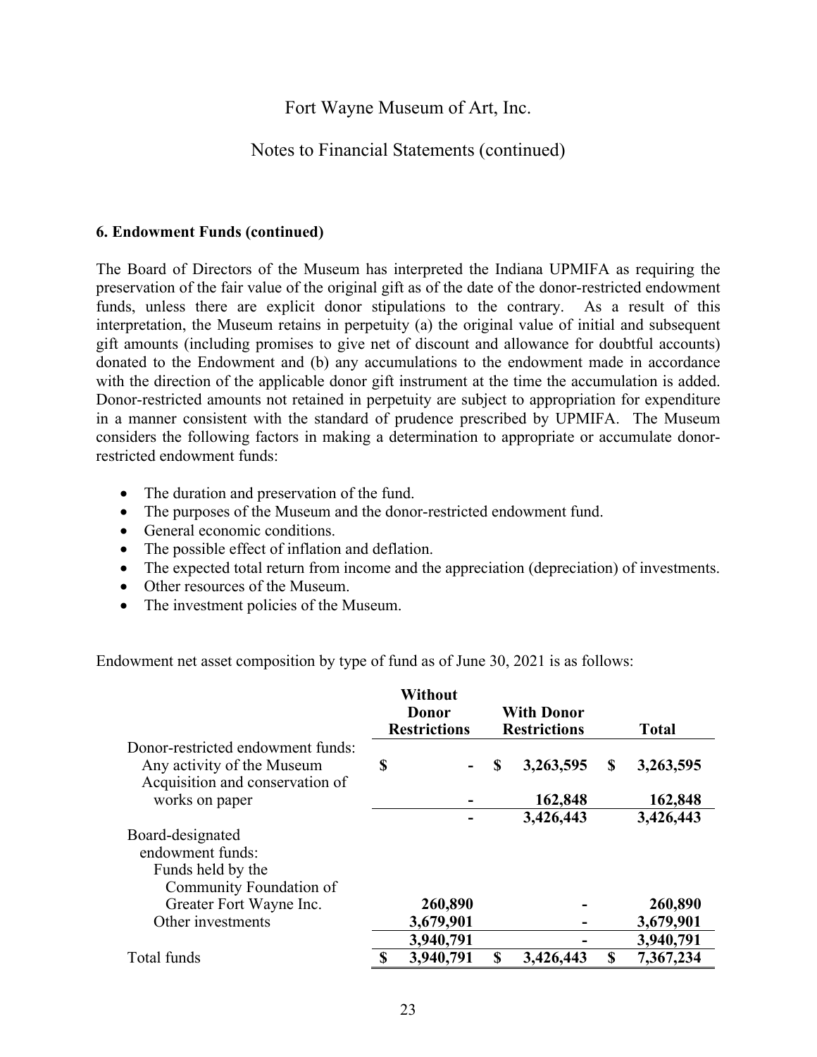Fort Wayne Museum of Art, Inc.

Notes to Financial Statements (continued)

**6. Endowment Funds (continued)**

The Board of Directors of the Museum has interpreted the Indiana UPMIFA as requiring the preservation of the fair value of the original gift as of the date of the donor-restricted endowment funds, unless there are explicit donor stipulations to the contrary. As a result of this interpretation, the Museum retains in perpetuity (a) the original value of initial and subsequent gift amounts (including promises to give net of discount and allowance for doubtful accounts) donated to the Endowment and (b) any accumulations to the endowment made in accordance with the direction of the applicable donor gift instrument at the time the accumulation is added. Donor-restricted amounts not retained in perpetuity are subject to appropriation for expenditure in a manner consistent with the standard of prudence prescribed by UPMIFA. The Museum considers the following factors in making a determination to appropriate or accumulate donor-restricted endowment funds:

- The duration and preservation of the fund.
- The purposes of the Museum and the donor-restricted endowment fund.
- General economic conditions.
- The possible effect of inflation and deflation.
- The expected total return from income and the appreciation (depreciation) of investments.
- Other resources of the Museum.
- The investment policies of the Museum.

Endowment net asset composition by type of fund as of June 30, 2021 is as follows:

| | Without Donor Restrictions | With Donor Restrictions | Total |
|---|---|---|---|
| Donor-restricted endowment funds: | | | |
| Any activity of the Museum | $ - | $ 3,263,595 | $ 3,263,595 |
| Acquisition and conservation of works on paper | - | 162,848 | 162,848 |
| | - | 3,426,443 | 3,426,443 |
| Board-designated endowment funds: | | | |
| Funds held by the Community Foundation of Greater Fort Wayne Inc. | 260,890 | - | 260,890 |
| Other investments | 3,679,901 | - | 3,679,901 |
| | 3,940,791 | - | 3,940,791 |
| Total funds | $ 3,940,791 | $ 3,426,443 | $ 7,367,234 |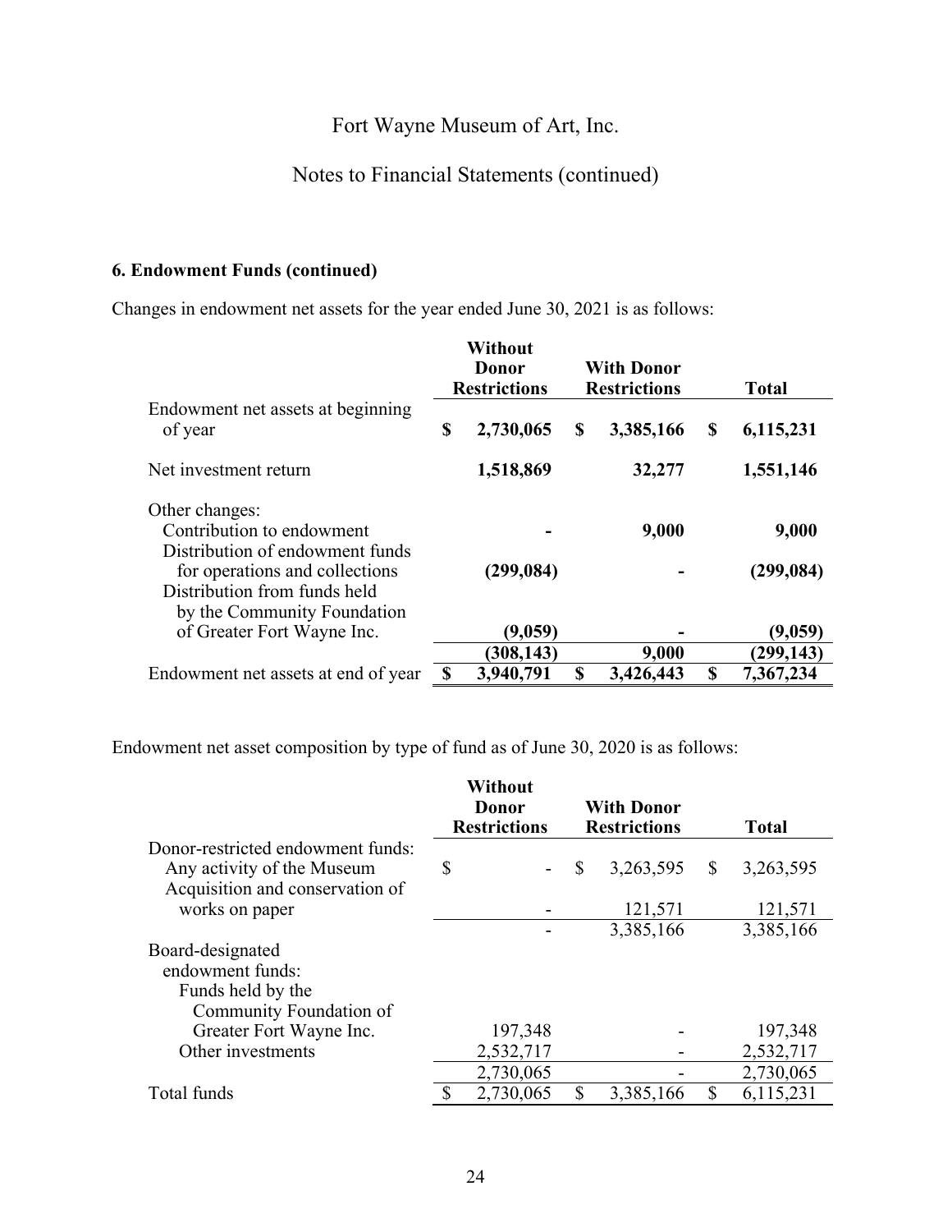Fort Wayne Museum of Art, Inc.

Notes to Financial Statements (continued)

### 6. Endowment Funds (continued)

Changes in endowment net assets for the year ended June 30, 2021 is as follows:

| | Without Donor Restrictions | With Donor Restrictions | Total |
|---|---|---|---|
| Endowment net assets at beginning of year | **$ 2,730,065** | **$ 3,385,166** | **$ 6,115,231** |
| Net investment return | **1,518,869** | **32,277** | **1,551,146** |
| Other changes: | | | |
| Contribution to endowment | **-** | **9,000** | **9,000** |
| Distribution of endowment funds for operations and collections | **(299,084)** | **-** | **(299,084)** |
| Distribution from funds held by the Community Foundation of Greater Fort Wayne Inc. | **(9,059)** | **-** | **(9,059)** |
| | **(308,143)** | **9,000** | **(299,143)** |
| Endowment net assets at end of year | **$ 3,940,791** | **$ 3,426,443** | **$ 7,367,234** |

Endowment net asset composition by type of fund as of June 30, 2020 is as follows:

| | Without Donor Restrictions | With Donor Restrictions | Total |
|---|---|---|---|
| Donor-restricted endowment funds: | | | |
| Any activity of the Museum | $ - | $ 3,263,595 | $ 3,263,595 |
| Acquisition and conservation of works on paper | - | 121,571 | 121,571 |
| | - | 3,385,166 | 3,385,166 |
| Board-designated endowment funds: | | | |
| Funds held by the Community Foundation of Greater Fort Wayne Inc. | 197,348 | - | 197,348 |
| Other investments | 2,532,717 | - | 2,532,717 |
| | 2,730,065 | - | 2,730,065 |
| Total funds | $ 2,730,065 | $ 3,385,166 | $ 6,115,231 |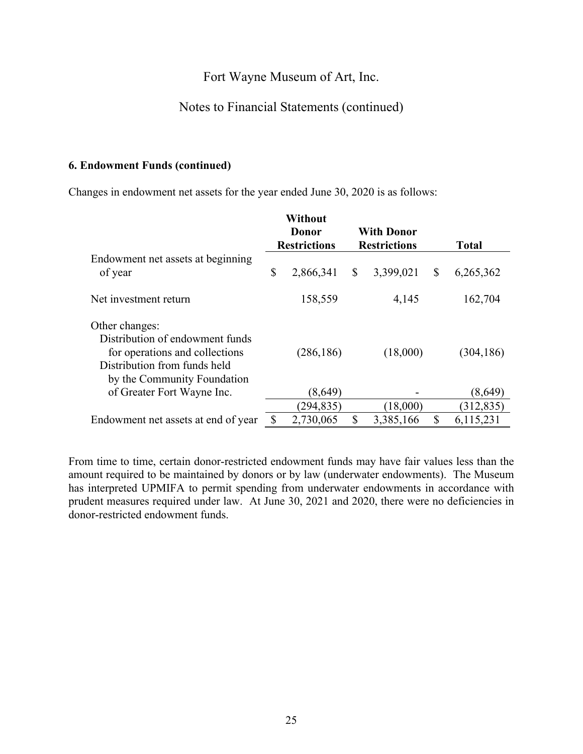### 6. Endowment Funds (continued)

Changes in endowment net assets for the year ended June 30, 2020 is as follows:

| | Without Donor Restrictions | With Donor Restrictions | Total |
|---|---|---|---|
| Endowment net assets at beginning of year | $ 2,866,341 | $ 3,399,021 | $ 6,265,362 |
| Net investment return | 158,559 | 4,145 | 162,704 |
| Other changes: | | | |
| Distribution of endowment funds for operations and collections | (286,186) | (18,000) | (304,186) |
| Distribution from funds held by the Community Foundation of Greater Fort Wayne Inc. | (8,649) | - | (8,649) |
| | (294,835) | (18,000) | (312,835) |
| Endowment net assets at end of year | $ 2,730,065 | $ 3,385,166 | $ 6,115,231 |

From time to time, certain donor-restricted endowment funds may have fair values less than the amount required to be maintained by donors or by law (underwater endowments). The Museum has interpreted UPMIFA to permit spending from underwater endowments in accordance with prudent measures required under law. At June 30, 2021 and 2020, there were no deficiencies in donor-restricted endowment funds.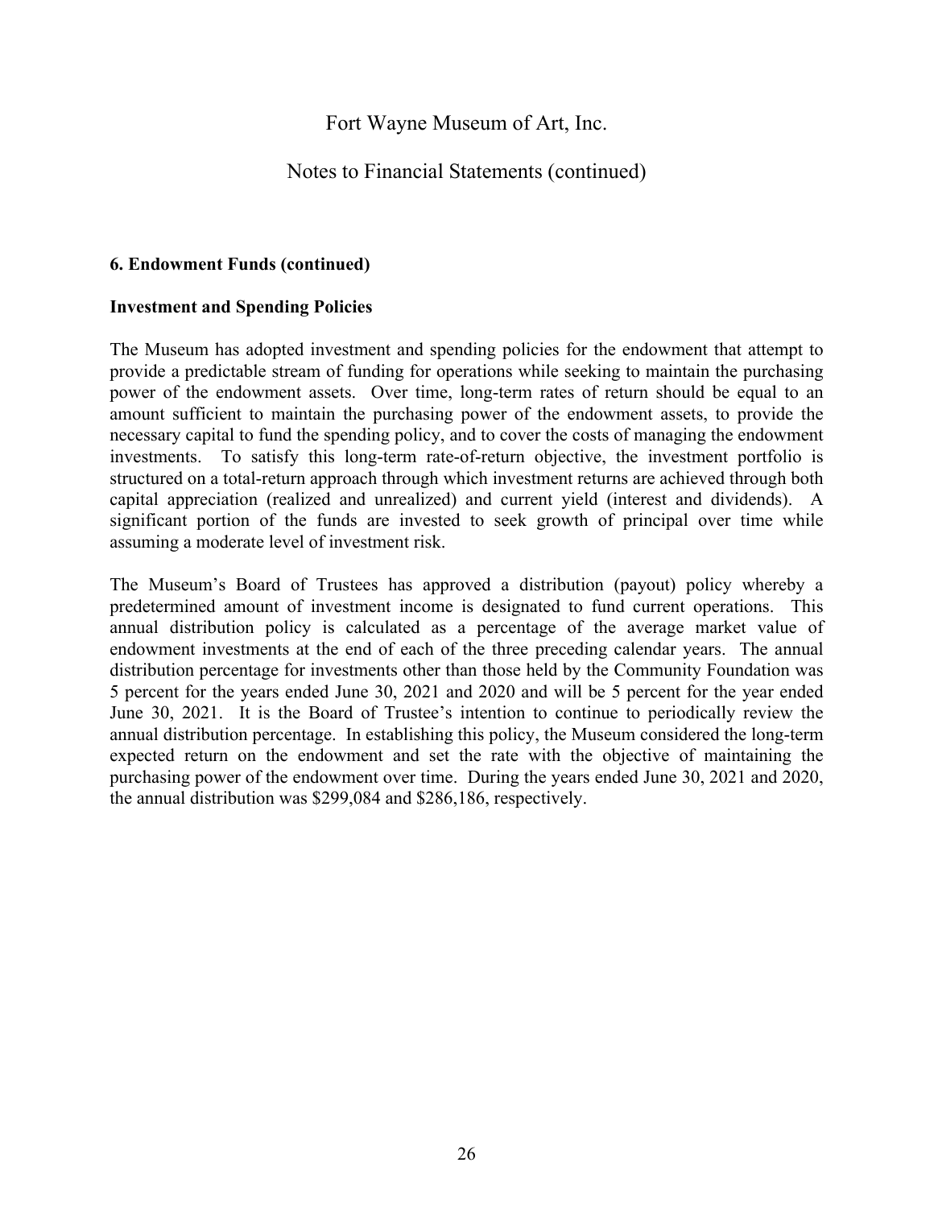## 6. Endowment Funds (continued)

### Investment and Spending Policies

The Museum has adopted investment and spending policies for the endowment that attempt to provide a predictable stream of funding for operations while seeking to maintain the purchasing power of the endowment assets. Over time, long-term rates of return should be equal to an amount sufficient to maintain the purchasing power of the endowment assets, to provide the necessary capital to fund the spending policy, and to cover the costs of managing the endowment investments. To satisfy this long-term rate-of-return objective, the investment portfolio is structured on a total-return approach through which investment returns are achieved through both capital appreciation (realized and unrealized) and current yield (interest and dividends). A significant portion of the funds are invested to seek growth of principal over time while assuming a moderate level of investment risk.

The Museum's Board of Trustees has approved a distribution (payout) policy whereby a predetermined amount of investment income is designated to fund current operations. This annual distribution policy is calculated as a percentage of the average market value of endowment investments at the end of each of the three preceding calendar years. The annual distribution percentage for investments other than those held by the Community Foundation was 5 percent for the years ended June 30, 2021 and 2020 and will be 5 percent for the year ended June 30, 2021. It is the Board of Trustee's intention to continue to periodically review the annual distribution percentage. In establishing this policy, the Museum considered the long-term expected return on the endowment and set the rate with the objective of maintaining the purchasing power of the endowment over time. During the years ended June 30, 2021 and 2020, the annual distribution was $299,084 and $286,186, respectively.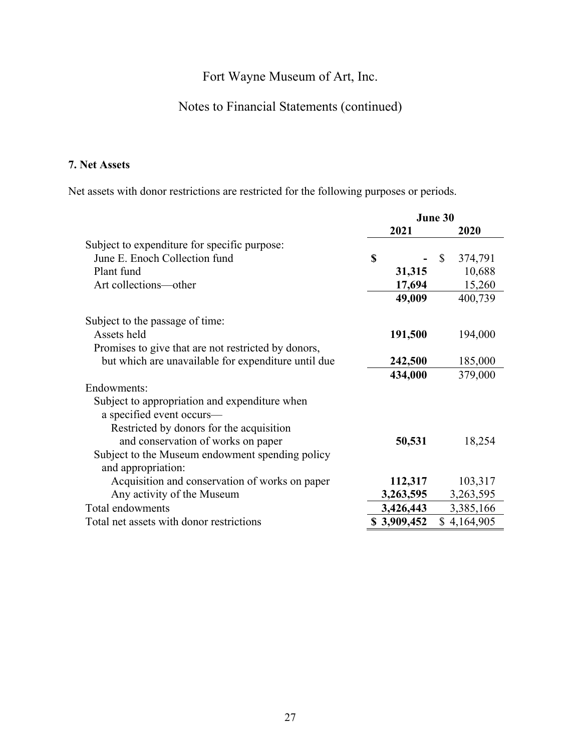### 7. Net Assets

Net assets with donor restrictions are restricted for the following purposes or periods.

| | June 30 | |
|---|---|---|
| | **2021** | **2020** |
| Subject to expenditure for specific purpose: | | |
| June E. Enoch Collection fund | **$ -** | $ 374,791 |
| Plant fund | **31,315** | 10,688 |
| Art collections—other | **17,694** | 15,260 |
| | **49,009** | 400,739 |
| Subject to the passage of time: | | |
| Assets held | **191,500** | 194,000 |
| Promises to give that are not restricted by donors, but which are unavailable for expenditure until due | **242,500** | 185,000 |
| | **434,000** | 379,000 |
| Endowments: | | |
| Subject to appropriation and expenditure when a specified event occurs— | | |
| Restricted by donors for the acquisition and conservation of works on paper | **50,531** | 18,254 |
| Subject to the Museum endowment spending policy and appropriation: | | |
| Acquisition and conservation of works on paper | **112,317** | 103,317 |
| Any activity of the Museum | **3,263,595** | 3,263,595 |
| Total endowments | **3,426,443** | 3,385,166 |
| Total net assets with donor restrictions | **$ 3,909,452** | $ 4,164,905 |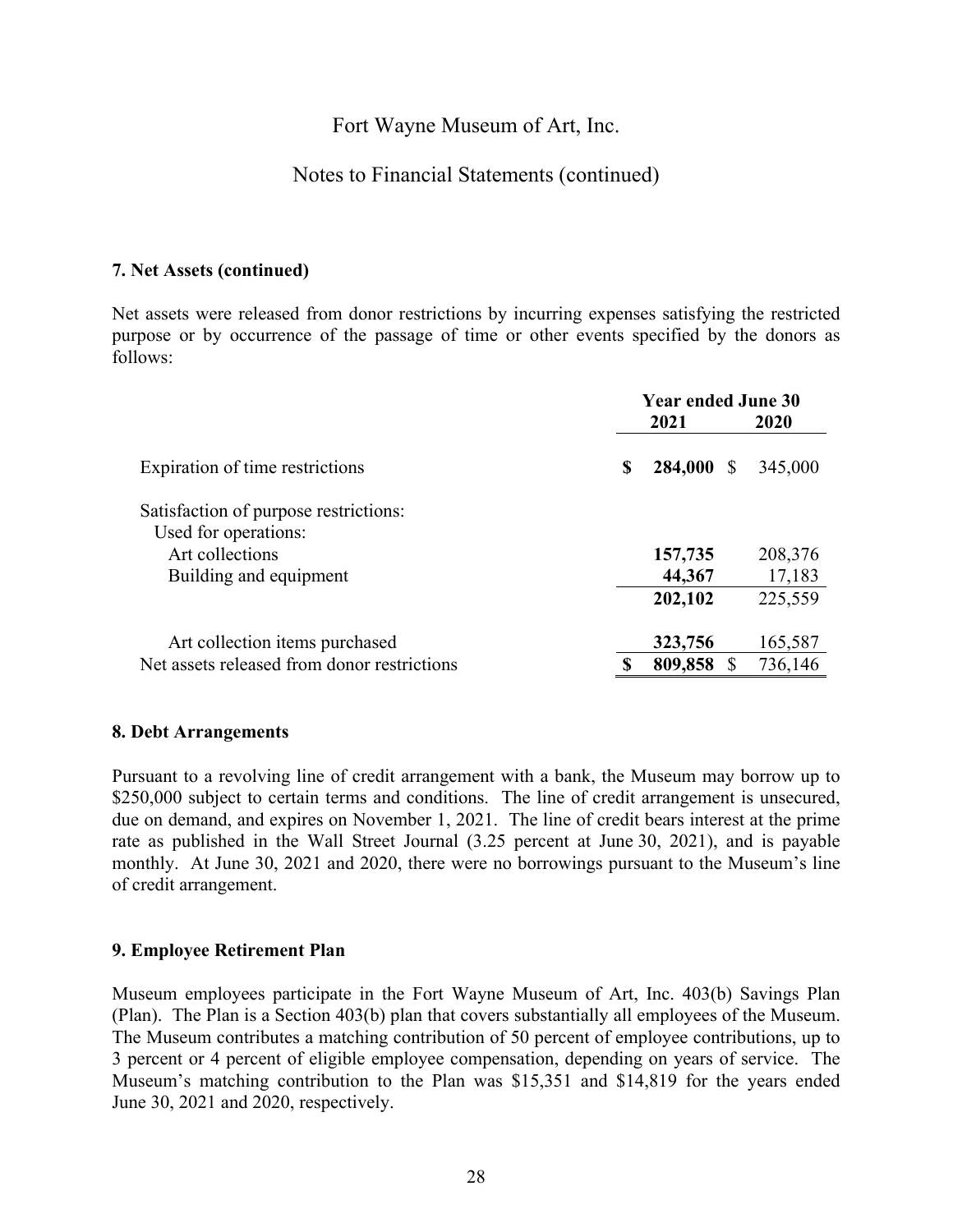Fort Wayne Museum of Art, Inc.

Notes to Financial Statements (continued)

### 7. Net Assets (continued)

Net assets were released from donor restrictions by incurring expenses satisfying the restricted purpose or by occurrence of the passage of time or other events specified by the donors as follows:

| | Year ended June 30 | |
|---|---|---|
| | **2021** | **2020** |
| Expiration of time restrictions | **$ 284,000** | $ 345,000 |
| Satisfaction of purpose restrictions: | | |
| Used for operations: | | |
| Art collections | **157,735** | 208,376 |
| Building and equipment | **44,367** | 17,183 |
| | **202,102** | 225,559 |
| Art collection items purchased | **323,756** | 165,587 |
| Net assets released from donor restrictions | **$ 809,858** | $ 736,146 |

### 8. Debt Arrangements

Pursuant to a revolving line of credit arrangement with a bank, the Museum may borrow up to $250,000 subject to certain terms and conditions. The line of credit arrangement is unsecured, due on demand, and expires on November 1, 2021. The line of credit bears interest at the prime rate as published in the Wall Street Journal (3.25 percent at June 30, 2021), and is payable monthly. At June 30, 2021 and 2020, there were no borrowings pursuant to the Museum's line of credit arrangement.

### 9. Employee Retirement Plan

Museum employees participate in the Fort Wayne Museum of Art, Inc. 403(b) Savings Plan (Plan). The Plan is a Section 403(b) plan that covers substantially all employees of the Museum. The Museum contributes a matching contribution of 50 percent of employee contributions, up to 3 percent or 4 percent of eligible employee compensation, depending on years of service. The Museum's matching contribution to the Plan was $15,351 and $14,819 for the years ended June 30, 2021 and 2020, respectively.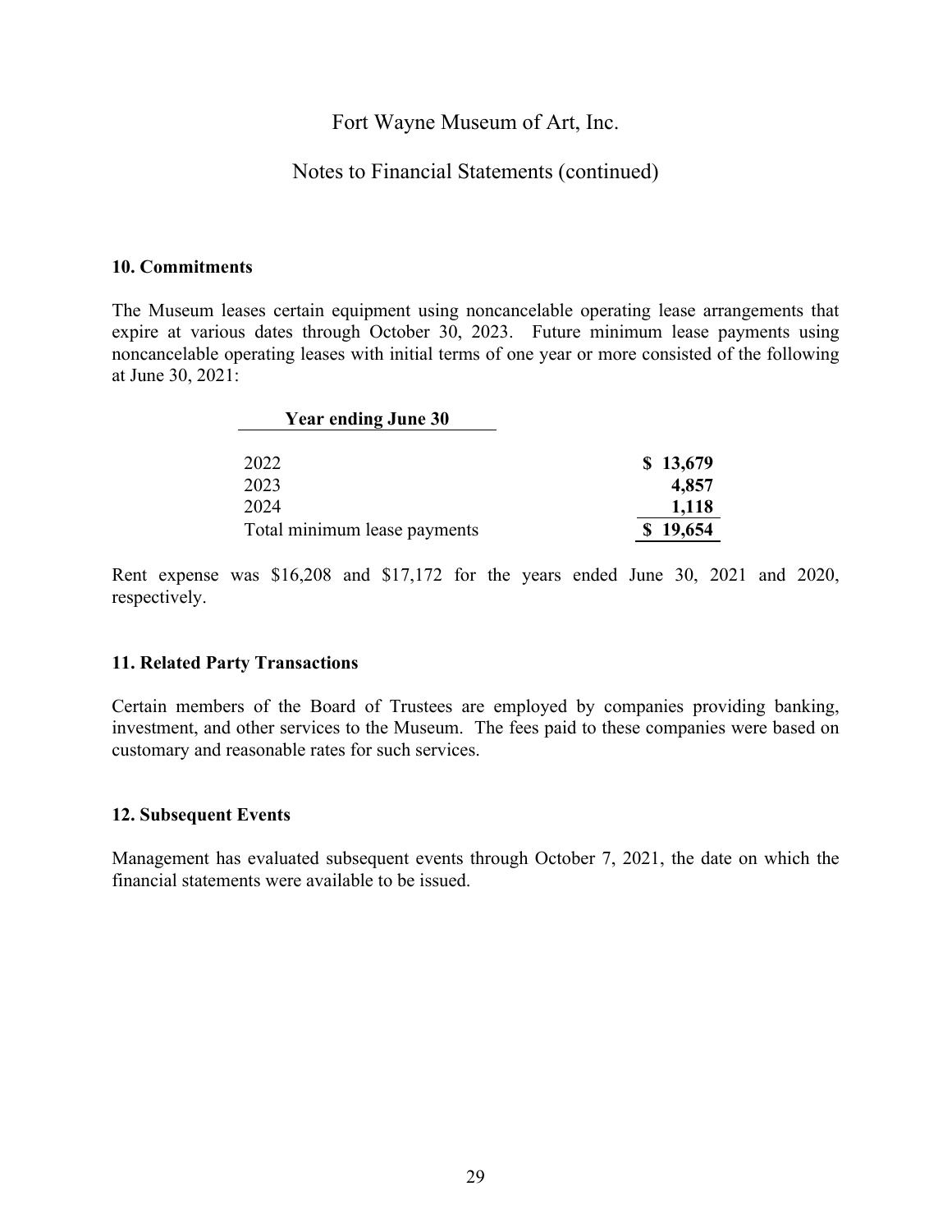Fort Wayne Museum of Art, Inc.

Notes to Financial Statements (continued)

### 10. Commitments

The Museum leases certain equipment using noncancelable operating lease arrangements that expire at various dates through October 30, 2023. Future minimum lease payments using noncancelable operating leases with initial terms of one year or more consisted of the following at June 30, 2021:

| Year ending June 30 | |
|---|---|
| 2022 | $ 13,679 |
| 2023 | 4,857 |
| 2024 | 1,118 |
| Total minimum lease payments | $ 19,654 |

Rent expense was $16,208 and $17,172 for the years ended June 30, 2021 and 2020, respectively.

### 11. Related Party Transactions

Certain members of the Board of Trustees are employed by companies providing banking, investment, and other services to the Museum. The fees paid to these companies were based on customary and reasonable rates for such services.

### 12. Subsequent Events

Management has evaluated subsequent events through October 7, 2021, the date on which the financial statements were available to be issued.